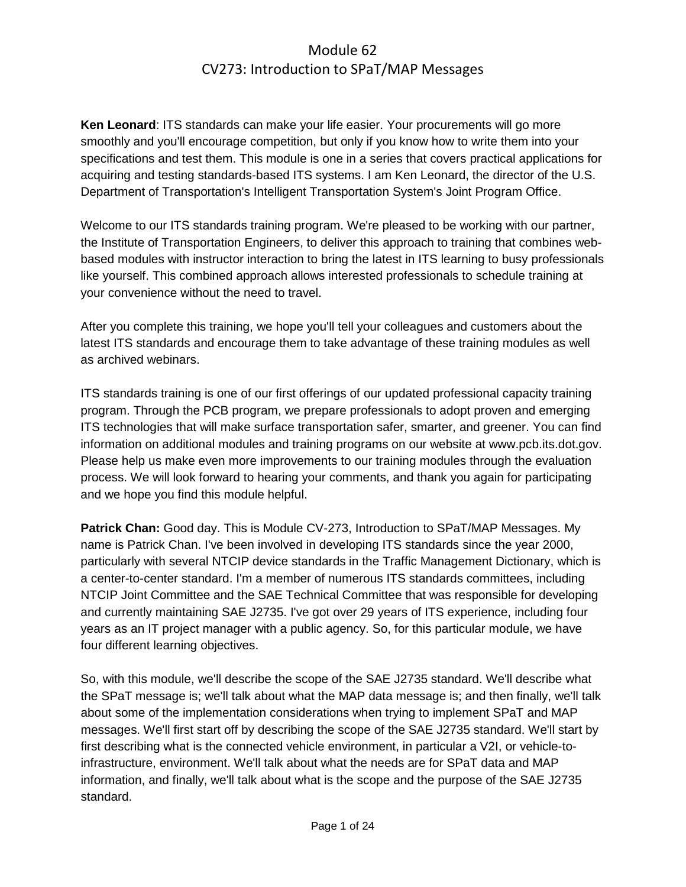# Module 62
## CV273: Introduction to SPaT/MAP Messages

**Ken Leonard**: ITS standards can make your life easier. Your procurements will go more smoothly and you'll encourage competition, but only if you know how to write them into your specifications and test them. This module is one in a series that covers practical applications for acquiring and testing standards-based ITS systems. I am Ken Leonard, the director of the U.S. Department of Transportation's Intelligent Transportation System's Joint Program Office.

Welcome to our ITS standards training program. We're pleased to be working with our partner, the Institute of Transportation Engineers, to deliver this approach to training that combines web-based modules with instructor interaction to bring the latest in ITS learning to busy professionals like yourself. This combined approach allows interested professionals to schedule training at your convenience without the need to travel.

After you complete this training, we hope you'll tell your colleagues and customers about the latest ITS standards and encourage them to take advantage of these training modules as well as archived webinars.

ITS standards training is one of our first offerings of our updated professional capacity training program. Through the PCB program, we prepare professionals to adopt proven and emerging ITS technologies that will make surface transportation safer, smarter, and greener. You can find information on additional modules and training programs on our website at www.pcb.its.dot.gov. Please help us make even more improvements to our training modules through the evaluation process. We will look forward to hearing your comments, and thank you again for participating and we hope you find this module helpful.

**Patrick Chan:** Good day. This is Module CV-273, Introduction to SPaT/MAP Messages. My name is Patrick Chan. I've been involved in developing ITS standards since the year 2000, particularly with several NTCIP device standards in the Traffic Management Dictionary, which is a center-to-center standard. I'm a member of numerous ITS standards committees, including NTCIP Joint Committee and the SAE Technical Committee that was responsible for developing and currently maintaining SAE J2735. I've got over 29 years of ITS experience, including four years as an IT project manager with a public agency. So, for this particular module, we have four different learning objectives.

So, with this module, we'll describe the scope of the SAE J2735 standard. We'll describe what the SPaT message is; we'll talk about what the MAP data message is; and then finally, we'll talk about some of the implementation considerations when trying to implement SPaT and MAP messages. We'll first start off by describing the scope of the SAE J2735 standard. We'll start by first describing what is the connected vehicle environment, in particular a V2I, or vehicle-to-infrastructure, environment. We'll talk about what the needs are for SPaT data and MAP information, and finally, we'll talk about what is the scope and the purpose of the SAE J2735 standard.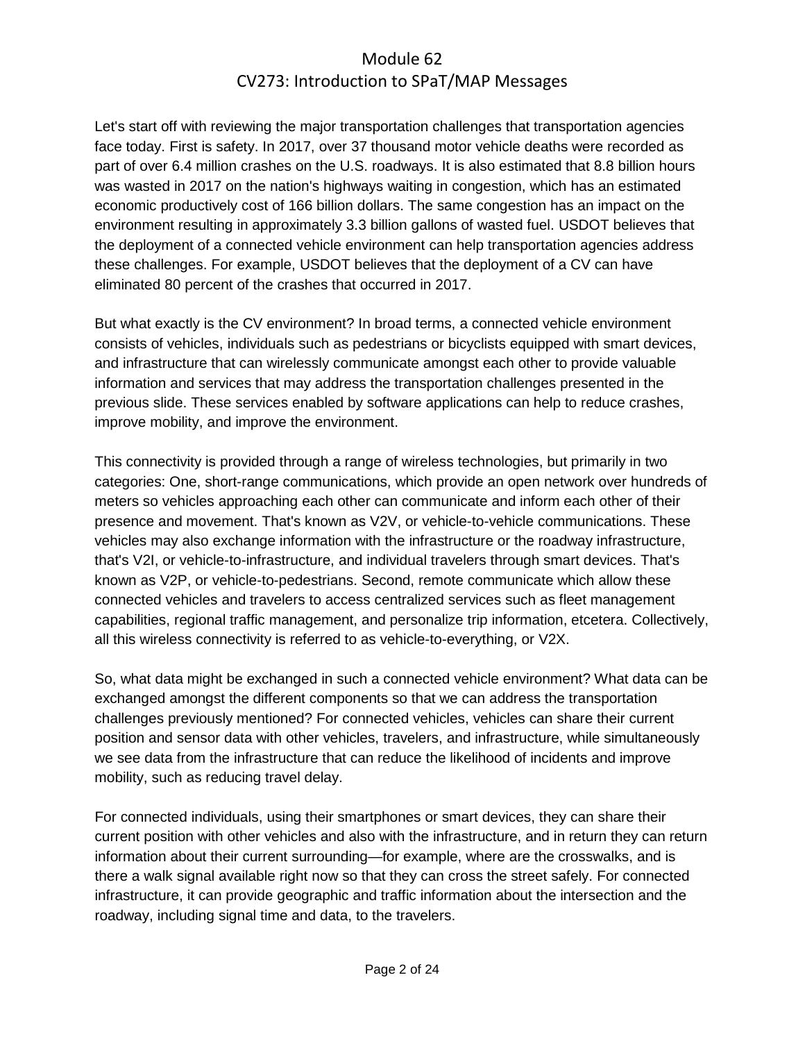Let's start off with reviewing the major transportation challenges that transportation agencies face today. First is safety. In 2017, over 37 thousand motor vehicle deaths were recorded as part of over 6.4 million crashes on the U.S. roadways. It is also estimated that 8.8 billion hours was wasted in 2017 on the nation's highways waiting in congestion, which has an estimated economic productively cost of 166 billion dollars. The same congestion has an impact on the environment resulting in approximately 3.3 billion gallons of wasted fuel. USDOT believes that the deployment of a connected vehicle environment can help transportation agencies address these challenges. For example, USDOT believes that the deployment of a CV can have eliminated 80 percent of the crashes that occurred in 2017.

But what exactly is the CV environment? In broad terms, a connected vehicle environment consists of vehicles, individuals such as pedestrians or bicyclists equipped with smart devices, and infrastructure that can wirelessly communicate amongst each other to provide valuable information and services that may address the transportation challenges presented in the previous slide. These services enabled by software applications can help to reduce crashes, improve mobility, and improve the environment.

This connectivity is provided through a range of wireless technologies, but primarily in two categories: One, short-range communications, which provide an open network over hundreds of meters so vehicles approaching each other can communicate and inform each other of their presence and movement. That's known as V2V, or vehicle-to-vehicle communications. These vehicles may also exchange information with the infrastructure or the roadway infrastructure, that's V2I, or vehicle-to-infrastructure, and individual travelers through smart devices. That's known as V2P, or vehicle-to-pedestrians. Second, remote communicate which allow these connected vehicles and travelers to access centralized services such as fleet management capabilities, regional traffic management, and personalize trip information, etcetera. Collectively, all this wireless connectivity is referred to as vehicle-to-everything, or V2X.

So, what data might be exchanged in such a connected vehicle environment? What data can be exchanged amongst the different components so that we can address the transportation challenges previously mentioned? For connected vehicles, vehicles can share their current position and sensor data with other vehicles, travelers, and infrastructure, while simultaneously we see data from the infrastructure that can reduce the likelihood of incidents and improve mobility, such as reducing travel delay.

For connected individuals, using their smartphones or smart devices, they can share their current position with other vehicles and also with the infrastructure, and in return they can return information about their current surrounding—for example, where are the crosswalks, and is there a walk signal available right now so that they can cross the street safely. For connected infrastructure, it can provide geographic and traffic information about the intersection and the roadway, including signal time and data, to the travelers.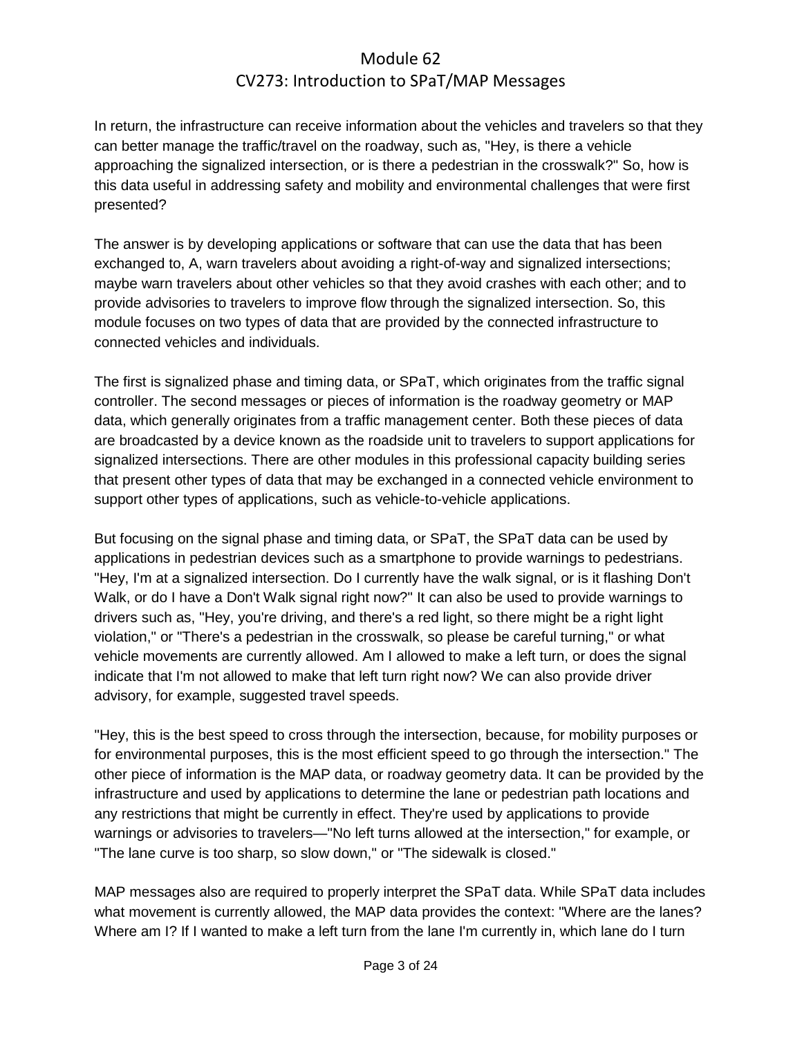In return, the infrastructure can receive information about the vehicles and travelers so that they can better manage the traffic/travel on the roadway, such as, "Hey, is there a vehicle approaching the signalized intersection, or is there a pedestrian in the crosswalk?" So, how is this data useful in addressing safety and mobility and environmental challenges that were first presented?

The answer is by developing applications or software that can use the data that has been exchanged to, A, warn travelers about avoiding a right-of-way and signalized intersections; maybe warn travelers about other vehicles so that they avoid crashes with each other; and to provide advisories to travelers to improve flow through the signalized intersection. So, this module focuses on two types of data that are provided by the connected infrastructure to connected vehicles and individuals.

The first is signalized phase and timing data, or SPaT, which originates from the traffic signal controller. The second messages or pieces of information is the roadway geometry or MAP data, which generally originates from a traffic management center. Both these pieces of data are broadcasted by a device known as the roadside unit to travelers to support applications for signalized intersections. There are other modules in this professional capacity building series that present other types of data that may be exchanged in a connected vehicle environment to support other types of applications, such as vehicle-to-vehicle applications.

But focusing on the signal phase and timing data, or SPaT, the SPaT data can be used by applications in pedestrian devices such as a smartphone to provide warnings to pedestrians. "Hey, I'm at a signalized intersection. Do I currently have the walk signal, or is it flashing Don't Walk, or do I have a Don't Walk signal right now?" It can also be used to provide warnings to drivers such as, "Hey, you're driving, and there's a red light, so there might be a right light violation," or "There's a pedestrian in the crosswalk, so please be careful turning," or what vehicle movements are currently allowed. Am I allowed to make a left turn, or does the signal indicate that I'm not allowed to make that left turn right now? We can also provide driver advisory, for example, suggested travel speeds.

"Hey, this is the best speed to cross through the intersection, because, for mobility purposes or for environmental purposes, this is the most efficient speed to go through the intersection." The other piece of information is the MAP data, or roadway geometry data. It can be provided by the infrastructure and used by applications to determine the lane or pedestrian path locations and any restrictions that might be currently in effect. They're used by applications to provide warnings or advisories to travelers—"No left turns allowed at the intersection," for example, or "The lane curve is too sharp, so slow down," or "The sidewalk is closed."

MAP messages also are required to properly interpret the SPaT data. While SPaT data includes what movement is currently allowed, the MAP data provides the context: "Where are the lanes? Where am I? If I wanted to make a left turn from the lane I'm currently in, which lane do I turn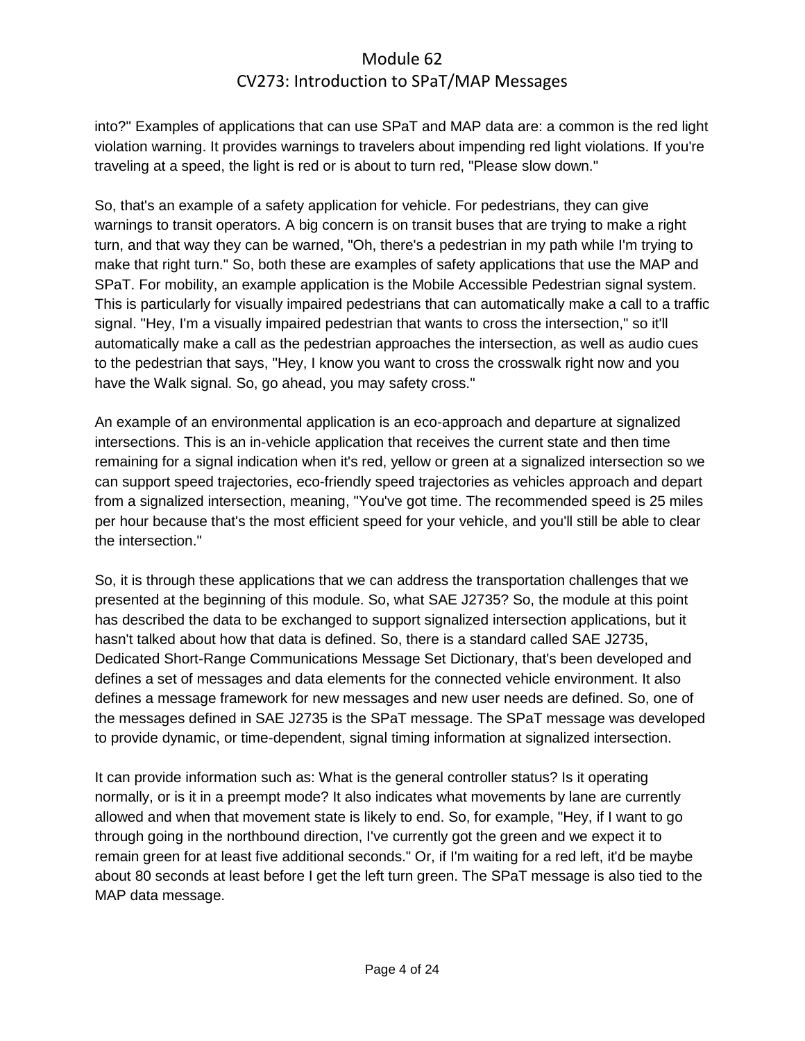into?" Examples of applications that can use SPaT and MAP data are: a common is the red light violation warning. It provides warnings to travelers about impending red light violations. If you're traveling at a speed, the light is red or is about to turn red, "Please slow down."

So, that's an example of a safety application for vehicle. For pedestrians, they can give warnings to transit operators. A big concern is on transit buses that are trying to make a right turn, and that way they can be warned, "Oh, there's a pedestrian in my path while I'm trying to make that right turn." So, both these are examples of safety applications that use the MAP and SPaT. For mobility, an example application is the Mobile Accessible Pedestrian signal system. This is particularly for visually impaired pedestrians that can automatically make a call to a traffic signal. "Hey, I'm a visually impaired pedestrian that wants to cross the intersection," so it'll automatically make a call as the pedestrian approaches the intersection, as well as audio cues to the pedestrian that says, "Hey, I know you want to cross the crosswalk right now and you have the Walk signal. So, go ahead, you may safety cross."

An example of an environmental application is an eco-approach and departure at signalized intersections. This is an in-vehicle application that receives the current state and then time remaining for a signal indication when it's red, yellow or green at a signalized intersection so we can support speed trajectories, eco-friendly speed trajectories as vehicles approach and depart from a signalized intersection, meaning, "You've got time. The recommended speed is 25 miles per hour because that's the most efficient speed for your vehicle, and you'll still be able to clear the intersection."

So, it is through these applications that we can address the transportation challenges that we presented at the beginning of this module. So, what SAE J2735? So, the module at this point has described the data to be exchanged to support signalized intersection applications, but it hasn't talked about how that data is defined. So, there is a standard called SAE J2735, Dedicated Short-Range Communications Message Set Dictionary, that's been developed and defines a set of messages and data elements for the connected vehicle environment. It also defines a message framework for new messages and new user needs are defined. So, one of the messages defined in SAE J2735 is the SPaT message. The SPaT message was developed to provide dynamic, or time-dependent, signal timing information at signalized intersection.

It can provide information such as: What is the general controller status? Is it operating normally, or is it in a preempt mode? It also indicates what movements by lane are currently allowed and when that movement state is likely to end. So, for example, "Hey, if I want to go through going in the northbound direction, I've currently got the green and we expect it to remain green for at least five additional seconds." Or, if I'm waiting for a red left, it'd be maybe about 80 seconds at least before I get the left turn green. The SPaT message is also tied to the MAP data message.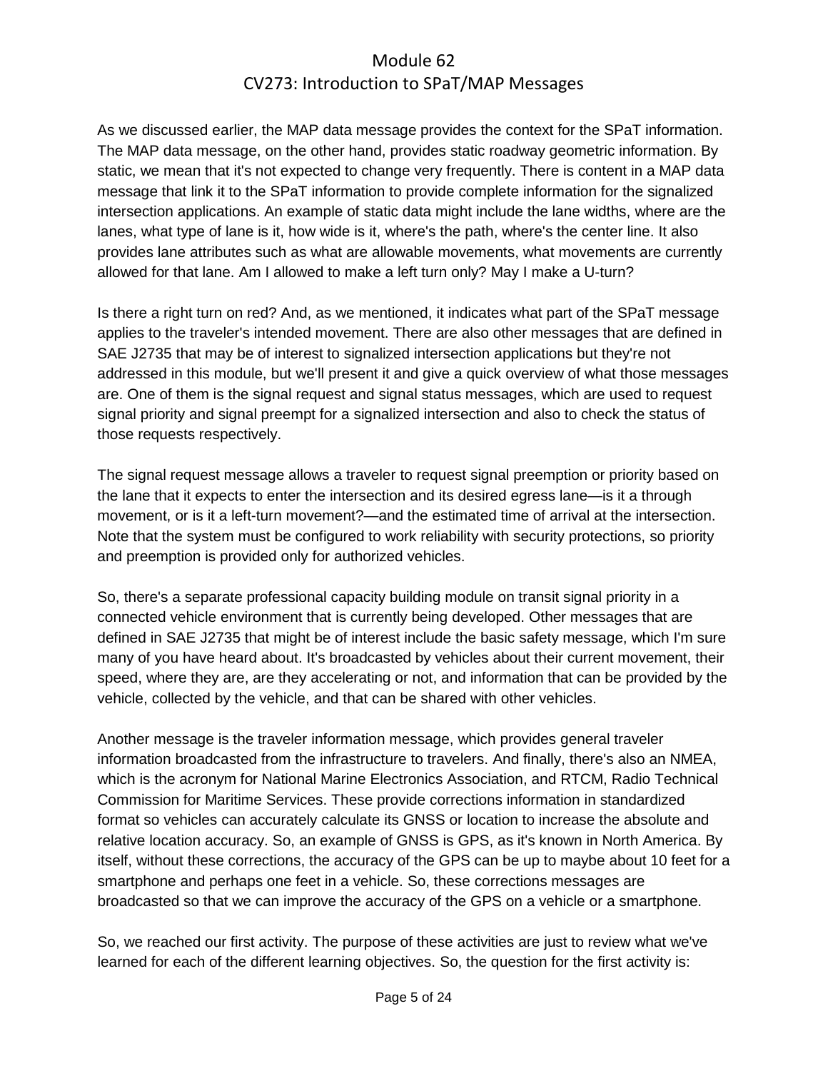As we discussed earlier, the MAP data message provides the context for the SPaT information. The MAP data message, on the other hand, provides static roadway geometric information. By static, we mean that it's not expected to change very frequently. There is content in a MAP data message that link it to the SPaT information to provide complete information for the signalized intersection applications. An example of static data might include the lane widths, where are the lanes, what type of lane is it, how wide is it, where's the path, where's the center line. It also provides lane attributes such as what are allowable movements, what movements are currently allowed for that lane. Am I allowed to make a left turn only? May I make a U-turn?

Is there a right turn on red? And, as we mentioned, it indicates what part of the SPaT message applies to the traveler's intended movement. There are also other messages that are defined in SAE J2735 that may be of interest to signalized intersection applications but they're not addressed in this module, but we'll present it and give a quick overview of what those messages are. One of them is the signal request and signal status messages, which are used to request signal priority and signal preempt for a signalized intersection and also to check the status of those requests respectively.

The signal request message allows a traveler to request signal preemption or priority based on the lane that it expects to enter the intersection and its desired egress lane—is it a through movement, or is it a left-turn movement?—and the estimated time of arrival at the intersection. Note that the system must be configured to work reliability with security protections, so priority and preemption is provided only for authorized vehicles.

So, there's a separate professional capacity building module on transit signal priority in a connected vehicle environment that is currently being developed. Other messages that are defined in SAE J2735 that might be of interest include the basic safety message, which I'm sure many of you have heard about. It's broadcasted by vehicles about their current movement, their speed, where they are, are they accelerating or not, and information that can be provided by the vehicle, collected by the vehicle, and that can be shared with other vehicles.

Another message is the traveler information message, which provides general traveler information broadcasted from the infrastructure to travelers. And finally, there's also an NMEA, which is the acronym for National Marine Electronics Association, and RTCM, Radio Technical Commission for Maritime Services. These provide corrections information in standardized format so vehicles can accurately calculate its GNSS or location to increase the absolute and relative location accuracy. So, an example of GNSS is GPS, as it's known in North America. By itself, without these corrections, the accuracy of the GPS can be up to maybe about 10 feet for a smartphone and perhaps one feet in a vehicle. So, these corrections messages are broadcasted so that we can improve the accuracy of the GPS on a vehicle or a smartphone.

So, we reached our first activity. The purpose of these activities are just to review what we've learned for each of the different learning objectives. So, the question for the first activity is: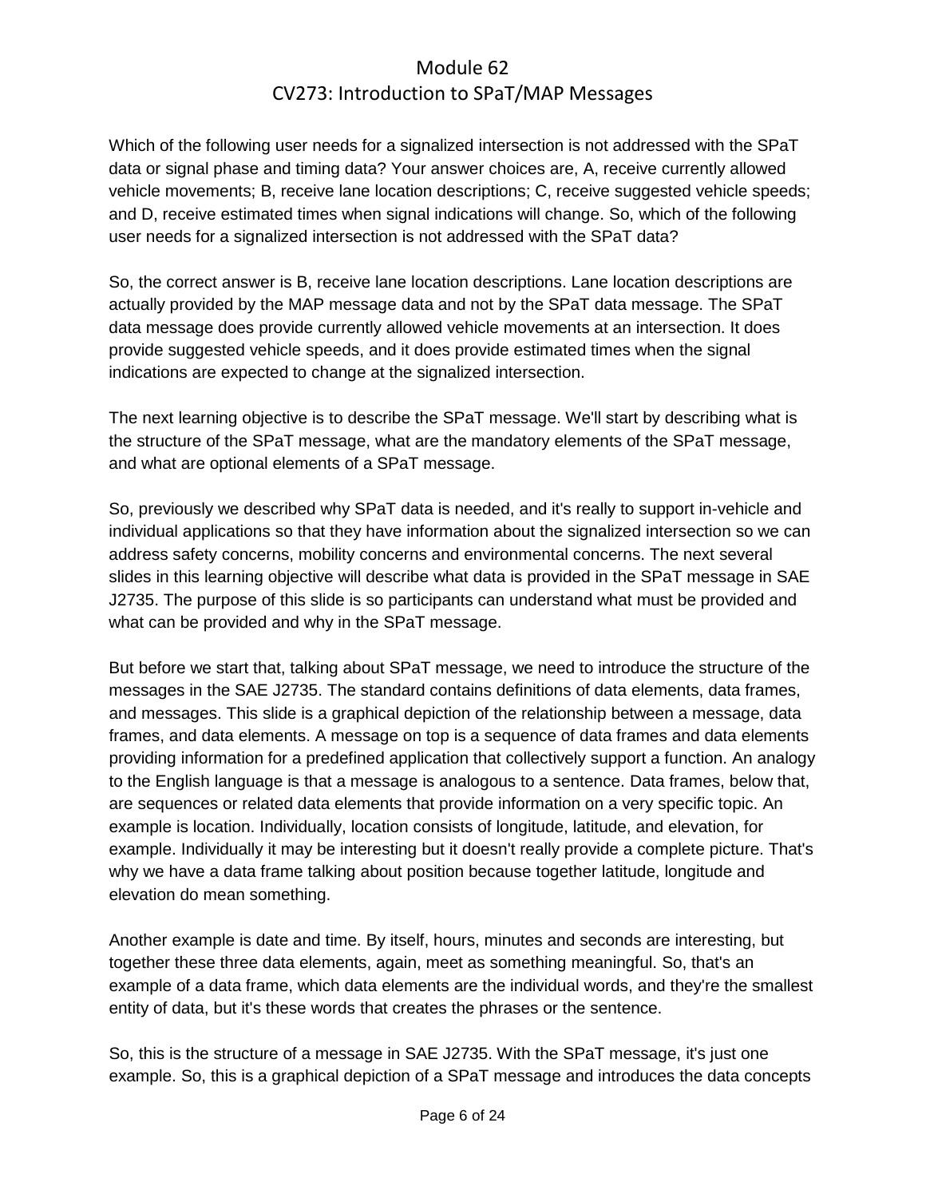Which of the following user needs for a signalized intersection is not addressed with the SPaT data or signal phase and timing data? Your answer choices are, A, receive currently allowed vehicle movements; B, receive lane location descriptions; C, receive suggested vehicle speeds; and D, receive estimated times when signal indications will change. So, which of the following user needs for a signalized intersection is not addressed with the SPaT data?

So, the correct answer is B, receive lane location descriptions. Lane location descriptions are actually provided by the MAP message data and not by the SPaT data message. The SPaT data message does provide currently allowed vehicle movements at an intersection. It does provide suggested vehicle speeds, and it does provide estimated times when the signal indications are expected to change at the signalized intersection.

The next learning objective is to describe the SPaT message. We'll start by describing what is the structure of the SPaT message, what are the mandatory elements of the SPaT message, and what are optional elements of a SPaT message.

So, previously we described why SPaT data is needed, and it's really to support in-vehicle and individual applications so that they have information about the signalized intersection so we can address safety concerns, mobility concerns and environmental concerns. The next several slides in this learning objective will describe what data is provided in the SPaT message in SAE J2735. The purpose of this slide is so participants can understand what must be provided and what can be provided and why in the SPaT message.

But before we start that, talking about SPaT message, we need to introduce the structure of the messages in the SAE J2735. The standard contains definitions of data elements, data frames, and messages. This slide is a graphical depiction of the relationship between a message, data frames, and data elements. A message on top is a sequence of data frames and data elements providing information for a predefined application that collectively support a function. An analogy to the English language is that a message is analogous to a sentence. Data frames, below that, are sequences or related data elements that provide information on a very specific topic. An example is location. Individually, location consists of longitude, latitude, and elevation, for example. Individually it may be interesting but it doesn't really provide a complete picture. That's why we have a data frame talking about position because together latitude, longitude and elevation do mean something.

Another example is date and time. By itself, hours, minutes and seconds are interesting, but together these three data elements, again, meet as something meaningful. So, that's an example of a data frame, which data elements are the individual words, and they're the smallest entity of data, but it's these words that creates the phrases or the sentence.

So, this is the structure of a message in SAE J2735. With the SPaT message, it's just one example. So, this is a graphical depiction of a SPaT message and introduces the data concepts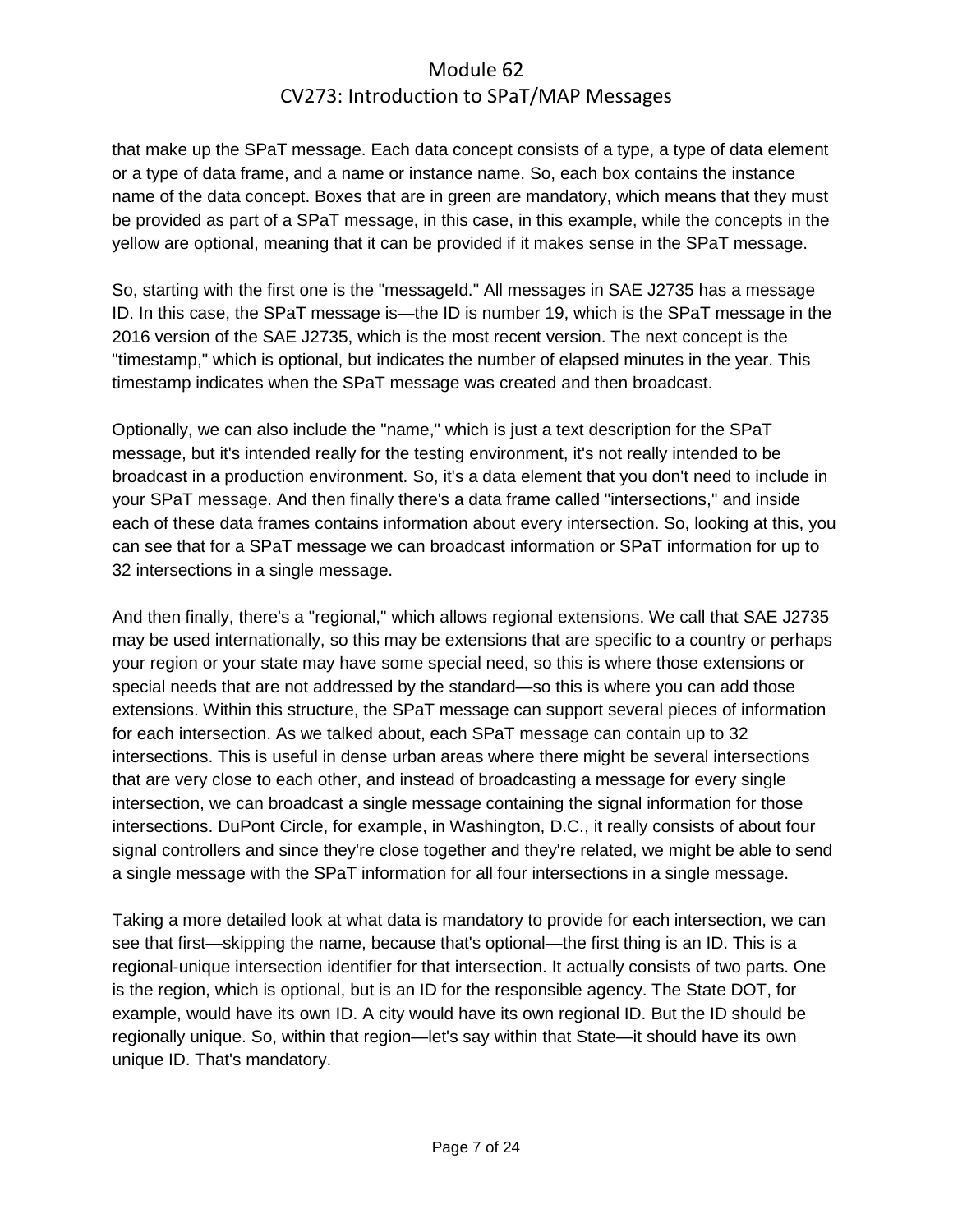that make up the SPaT message. Each data concept consists of a type, a type of data element or a type of data frame, and a name or instance name. So, each box contains the instance name of the data concept. Boxes that are in green are mandatory, which means that they must be provided as part of a SPaT message, in this case, in this example, while the concepts in the yellow are optional, meaning that it can be provided if it makes sense in the SPaT message.

So, starting with the first one is the "messageId." All messages in SAE J2735 has a message ID. In this case, the SPaT message is—the ID is number 19, which is the SPaT message in the 2016 version of the SAE J2735, which is the most recent version. The next concept is the "timestamp," which is optional, but indicates the number of elapsed minutes in the year. This timestamp indicates when the SPaT message was created and then broadcast.

Optionally, we can also include the "name," which is just a text description for the SPaT message, but it's intended really for the testing environment, it's not really intended to be broadcast in a production environment. So, it's a data element that you don't need to include in your SPaT message. And then finally there's a data frame called "intersections," and inside each of these data frames contains information about every intersection. So, looking at this, you can see that for a SPaT message we can broadcast information or SPaT information for up to 32 intersections in a single message.

And then finally, there's a "regional," which allows regional extensions. We call that SAE J2735 may be used internationally, so this may be extensions that are specific to a country or perhaps your region or your state may have some special need, so this is where those extensions or special needs that are not addressed by the standard—so this is where you can add those extensions. Within this structure, the SPaT message can support several pieces of information for each intersection. As we talked about, each SPaT message can contain up to 32 intersections. This is useful in dense urban areas where there might be several intersections that are very close to each other, and instead of broadcasting a message for every single intersection, we can broadcast a single message containing the signal information for those intersections. DuPont Circle, for example, in Washington, D.C., it really consists of about four signal controllers and since they're close together and they're related, we might be able to send a single message with the SPaT information for all four intersections in a single message.

Taking a more detailed look at what data is mandatory to provide for each intersection, we can see that first—skipping the name, because that's optional—the first thing is an ID. This is a regional-unique intersection identifier for that intersection. It actually consists of two parts. One is the region, which is optional, but is an ID for the responsible agency. The State DOT, for example, would have its own ID. A city would have its own regional ID. But the ID should be regionally unique. So, within that region—let's say within that State—it should have its own unique ID. That's mandatory.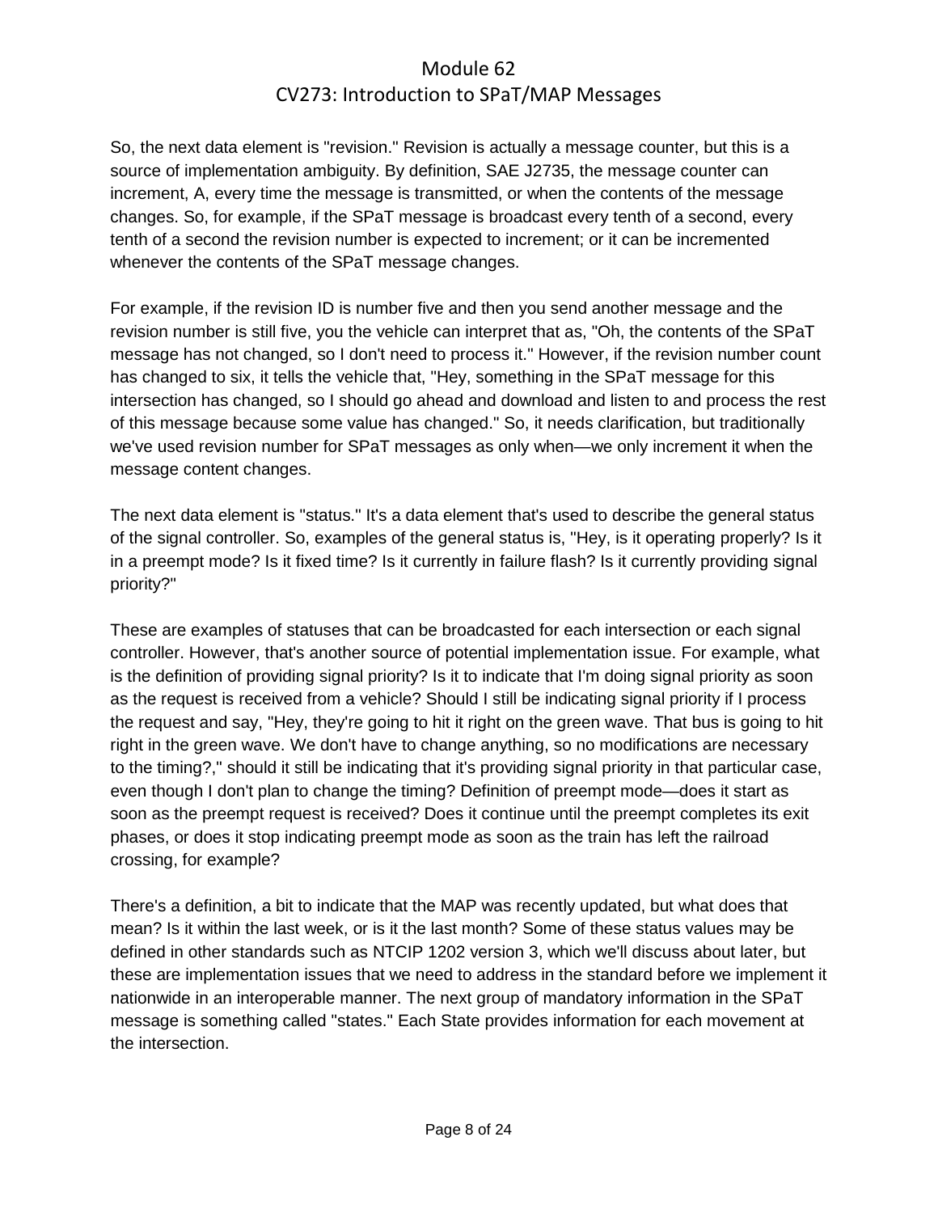So, the next data element is "revision." Revision is actually a message counter, but this is a source of implementation ambiguity. By definition, SAE J2735, the message counter can increment, A, every time the message is transmitted, or when the contents of the message changes. So, for example, if the SPaT message is broadcast every tenth of a second, every tenth of a second the revision number is expected to increment; or it can be incremented whenever the contents of the SPaT message changes.

For example, if the revision ID is number five and then you send another message and the revision number is still five, you the vehicle can interpret that as, "Oh, the contents of the SPaT message has not changed, so I don't need to process it." However, if the revision number count has changed to six, it tells the vehicle that, "Hey, something in the SPaT message for this intersection has changed, so I should go ahead and download and listen to and process the rest of this message because some value has changed." So, it needs clarification, but traditionally we've used revision number for SPaT messages as only when—we only increment it when the message content changes.

The next data element is "status." It's a data element that's used to describe the general status of the signal controller. So, examples of the general status is, "Hey, is it operating properly? Is it in a preempt mode? Is it fixed time? Is it currently in failure flash? Is it currently providing signal priority?"

These are examples of statuses that can be broadcasted for each intersection or each signal controller. However, that's another source of potential implementation issue. For example, what is the definition of providing signal priority? Is it to indicate that I'm doing signal priority as soon as the request is received from a vehicle? Should I still be indicating signal priority if I process the request and say, "Hey, they're going to hit it right on the green wave. That bus is going to hit right in the green wave. We don't have to change anything, so no modifications are necessary to the timing?," should it still be indicating that it's providing signal priority in that particular case, even though I don't plan to change the timing? Definition of preempt mode—does it start as soon as the preempt request is received? Does it continue until the preempt completes its exit phases, or does it stop indicating preempt mode as soon as the train has left the railroad crossing, for example?

There's a definition, a bit to indicate that the MAP was recently updated, but what does that mean? Is it within the last week, or is it the last month? Some of these status values may be defined in other standards such as NTCIP 1202 version 3, which we'll discuss about later, but these are implementation issues that we need to address in the standard before we implement it nationwide in an interoperable manner. The next group of mandatory information in the SPaT message is something called "states." Each State provides information for each movement at the intersection.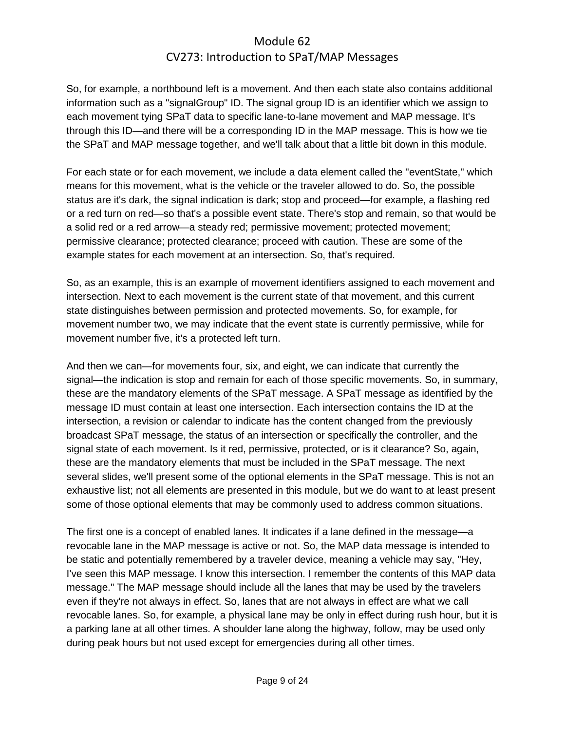So, for example, a northbound left is a movement. And then each state also contains additional information such as a "signalGroup" ID. The signal group ID is an identifier which we assign to each movement tying SPaT data to specific lane-to-lane movement and MAP message. It's through this ID—and there will be a corresponding ID in the MAP message. This is how we tie the SPaT and MAP message together, and we'll talk about that a little bit down in this module.

For each state or for each movement, we include a data element called the "eventState," which means for this movement, what is the vehicle or the traveler allowed to do. So, the possible status are it's dark, the signal indication is dark; stop and proceed—for example, a flashing red or a red turn on red—so that's a possible event state. There's stop and remain, so that would be a solid red or a red arrow—a steady red; permissive movement; protected movement; permissive clearance; protected clearance; proceed with caution. These are some of the example states for each movement at an intersection. So, that's required.

So, as an example, this is an example of movement identifiers assigned to each movement and intersection. Next to each movement is the current state of that movement, and this current state distinguishes between permission and protected movements. So, for example, for movement number two, we may indicate that the event state is currently permissive, while for movement number five, it's a protected left turn.

And then we can—for movements four, six, and eight, we can indicate that currently the signal—the indication is stop and remain for each of those specific movements. So, in summary, these are the mandatory elements of the SPaT message. A SPaT message as identified by the message ID must contain at least one intersection. Each intersection contains the ID at the intersection, a revision or calendar to indicate has the content changed from the previously broadcast SPaT message, the status of an intersection or specifically the controller, and the signal state of each movement. Is it red, permissive, protected, or is it clearance? So, again, these are the mandatory elements that must be included in the SPaT message. The next several slides, we'll present some of the optional elements in the SPaT message. This is not an exhaustive list; not all elements are presented in this module, but we do want to at least present some of those optional elements that may be commonly used to address common situations.

The first one is a concept of enabled lanes. It indicates if a lane defined in the message—a revocable lane in the MAP message is active or not. So, the MAP data message is intended to be static and potentially remembered by a traveler device, meaning a vehicle may say, "Hey, I've seen this MAP message. I know this intersection. I remember the contents of this MAP data message." The MAP message should include all the lanes that may be used by the travelers even if they're not always in effect. So, lanes that are not always in effect are what we call revocable lanes. So, for example, a physical lane may be only in effect during rush hour, but it is a parking lane at all other times. A shoulder lane along the highway, follow, may be used only during peak hours but not used except for emergencies during all other times.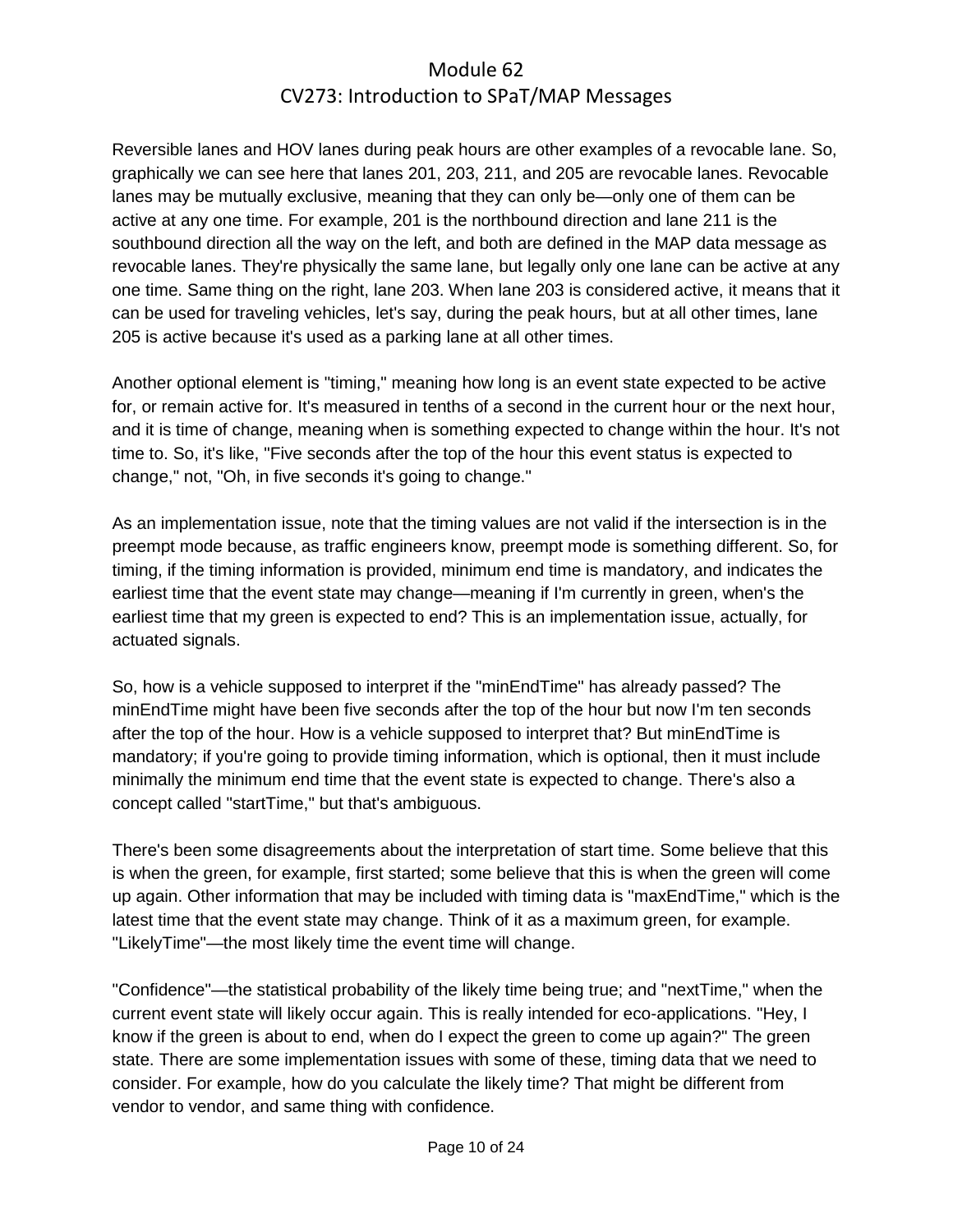Reversible lanes and HOV lanes during peak hours are other examples of a revocable lane. So, graphically we can see here that lanes 201, 203, 211, and 205 are revocable lanes. Revocable lanes may be mutually exclusive, meaning that they can only be—only one of them can be active at any one time. For example, 201 is the northbound direction and lane 211 is the southbound direction all the way on the left, and both are defined in the MAP data message as revocable lanes. They're physically the same lane, but legally only one lane can be active at any one time. Same thing on the right, lane 203. When lane 203 is considered active, it means that it can be used for traveling vehicles, let's say, during the peak hours, but at all other times, lane 205 is active because it's used as a parking lane at all other times.

Another optional element is "timing," meaning how long is an event state expected to be active for, or remain active for. It's measured in tenths of a second in the current hour or the next hour, and it is time of change, meaning when is something expected to change within the hour. It's not time to. So, it's like, "Five seconds after the top of the hour this event status is expected to change," not, "Oh, in five seconds it's going to change."

As an implementation issue, note that the timing values are not valid if the intersection is in the preempt mode because, as traffic engineers know, preempt mode is something different. So, for timing, if the timing information is provided, minimum end time is mandatory, and indicates the earliest time that the event state may change—meaning if I'm currently in green, when's the earliest time that my green is expected to end? This is an implementation issue, actually, for actuated signals.

So, how is a vehicle supposed to interpret if the "minEndTime" has already passed? The minEndTime might have been five seconds after the top of the hour but now I'm ten seconds after the top of the hour. How is a vehicle supposed to interpret that? But minEndTime is mandatory; if you're going to provide timing information, which is optional, then it must include minimally the minimum end time that the event state is expected to change. There's also a concept called "startTime," but that's ambiguous.

There's been some disagreements about the interpretation of start time. Some believe that this is when the green, for example, first started; some believe that this is when the green will come up again. Other information that may be included with timing data is "maxEndTime," which is the latest time that the event state may change. Think of it as a maximum green, for example. "LikelyTime"—the most likely time the event time will change.

"Confidence"—the statistical probability of the likely time being true; and "nextTime," when the current event state will likely occur again. This is really intended for eco-applications. "Hey, I know if the green is about to end, when do I expect the green to come up again?" The green state. There are some implementation issues with some of these, timing data that we need to consider. For example, how do you calculate the likely time? That might be different from vendor to vendor, and same thing with confidence.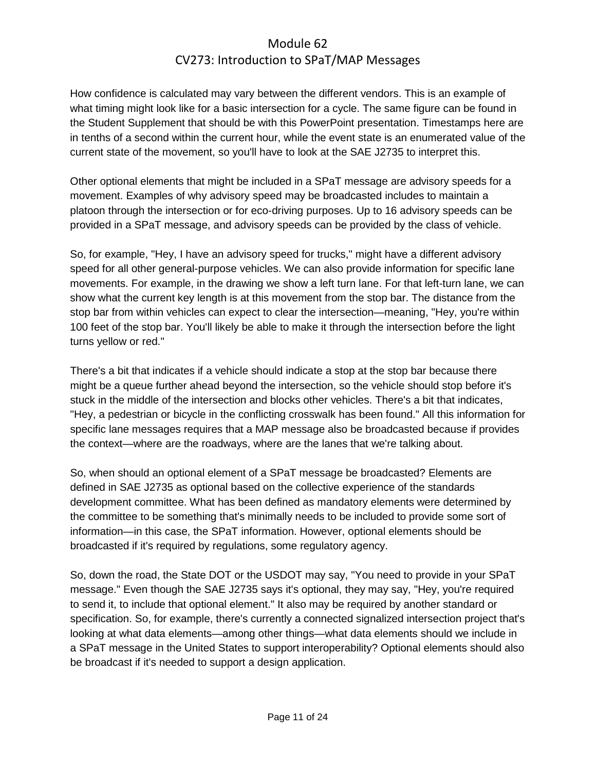How confidence is calculated may vary between the different vendors. This is an example of what timing might look like for a basic intersection for a cycle. The same figure can be found in the Student Supplement that should be with this PowerPoint presentation. Timestamps here are in tenths of a second within the current hour, while the event state is an enumerated value of the current state of the movement, so you'll have to look at the SAE J2735 to interpret this.

Other optional elements that might be included in a SPaT message are advisory speeds for a movement. Examples of why advisory speed may be broadcasted includes to maintain a platoon through the intersection or for eco-driving purposes. Up to 16 advisory speeds can be provided in a SPaT message, and advisory speeds can be provided by the class of vehicle.

So, for example, "Hey, I have an advisory speed for trucks," might have a different advisory speed for all other general-purpose vehicles. We can also provide information for specific lane movements. For example, in the drawing we show a left turn lane. For that left-turn lane, we can show what the current key length is at this movement from the stop bar. The distance from the stop bar from within vehicles can expect to clear the intersection—meaning, "Hey, you're within 100 feet of the stop bar. You'll likely be able to make it through the intersection before the light turns yellow or red."

There's a bit that indicates if a vehicle should indicate a stop at the stop bar because there might be a queue further ahead beyond the intersection, so the vehicle should stop before it's stuck in the middle of the intersection and blocks other vehicles. There's a bit that indicates, "Hey, a pedestrian or bicycle in the conflicting crosswalk has been found." All this information for specific lane messages requires that a MAP message also be broadcasted because if provides the context—where are the roadways, where are the lanes that we're talking about.

So, when should an optional element of a SPaT message be broadcasted? Elements are defined in SAE J2735 as optional based on the collective experience of the standards development committee. What has been defined as mandatory elements were determined by the committee to be something that's minimally needs to be included to provide some sort of information—in this case, the SPaT information. However, optional elements should be broadcasted if it's required by regulations, some regulatory agency.

So, down the road, the State DOT or the USDOT may say, "You need to provide in your SPaT message." Even though the SAE J2735 says it's optional, they may say, "Hey, you're required to send it, to include that optional element." It also may be required by another standard or specification. So, for example, there's currently a connected signalized intersection project that's looking at what data elements—among other things—what data elements should we include in a SPaT message in the United States to support interoperability? Optional elements should also be broadcast if it's needed to support a design application.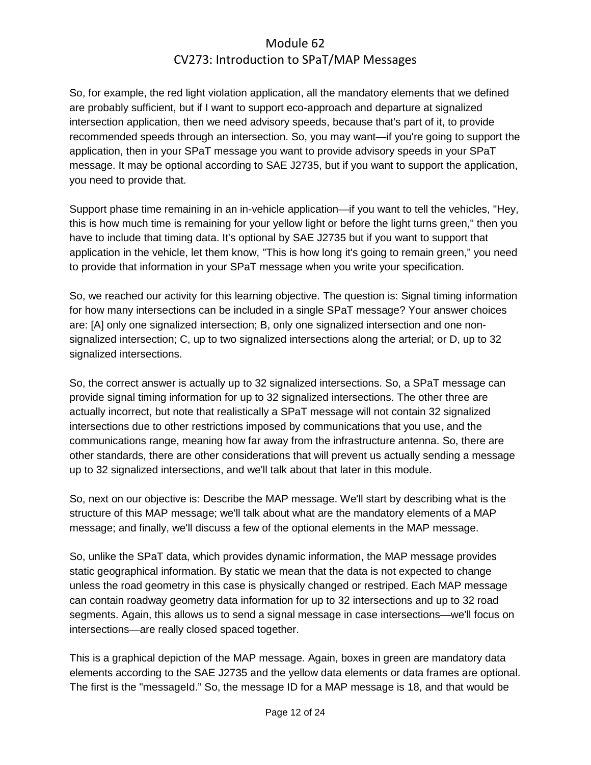So, for example, the red light violation application, all the mandatory elements that we defined are probably sufficient, but if I want to support eco-approach and departure at signalized intersection application, then we need advisory speeds, because that's part of it, to provide recommended speeds through an intersection. So, you may want—if you're going to support the application, then in your SPaT message you want to provide advisory speeds in your SPaT message. It may be optional according to SAE J2735, but if you want to support the application, you need to provide that.

Support phase time remaining in an in-vehicle application—if you want to tell the vehicles, "Hey, this is how much time is remaining for your yellow light or before the light turns green," then you have to include that timing data. It's optional by SAE J2735 but if you want to support that application in the vehicle, let them know, "This is how long it's going to remain green," you need to provide that information in your SPaT message when you write your specification.

So, we reached our activity for this learning objective. The question is: Signal timing information for how many intersections can be included in a single SPaT message? Your answer choices are: [A] only one signalized intersection; B, only one signalized intersection and one non-signalized intersection; C, up to two signalized intersections along the arterial; or D, up to 32 signalized intersections.

So, the correct answer is actually up to 32 signalized intersections. So, a SPaT message can provide signal timing information for up to 32 signalized intersections. The other three are actually incorrect, but note that realistically a SPaT message will not contain 32 signalized intersections due to other restrictions imposed by communications that you use, and the communications range, meaning how far away from the infrastructure antenna. So, there are other standards, there are other considerations that will prevent us actually sending a message up to 32 signalized intersections, and we'll talk about that later in this module.

So, next on our objective is: Describe the MAP message. We'll start by describing what is the structure of this MAP message; we'll talk about what are the mandatory elements of a MAP message; and finally, we'll discuss a few of the optional elements in the MAP message.

So, unlike the SPaT data, which provides dynamic information, the MAP message provides static geographical information. By static we mean that the data is not expected to change unless the road geometry in this case is physically changed or restriped. Each MAP message can contain roadway geometry data information for up to 32 intersections and up to 32 road segments. Again, this allows us to send a signal message in case intersections—we'll focus on intersections—are really closed spaced together.

This is a graphical depiction of the MAP message. Again, boxes in green are mandatory data elements according to the SAE J2735 and the yellow data elements or data frames are optional. The first is the "messageId." So, the message ID for a MAP message is 18, and that would be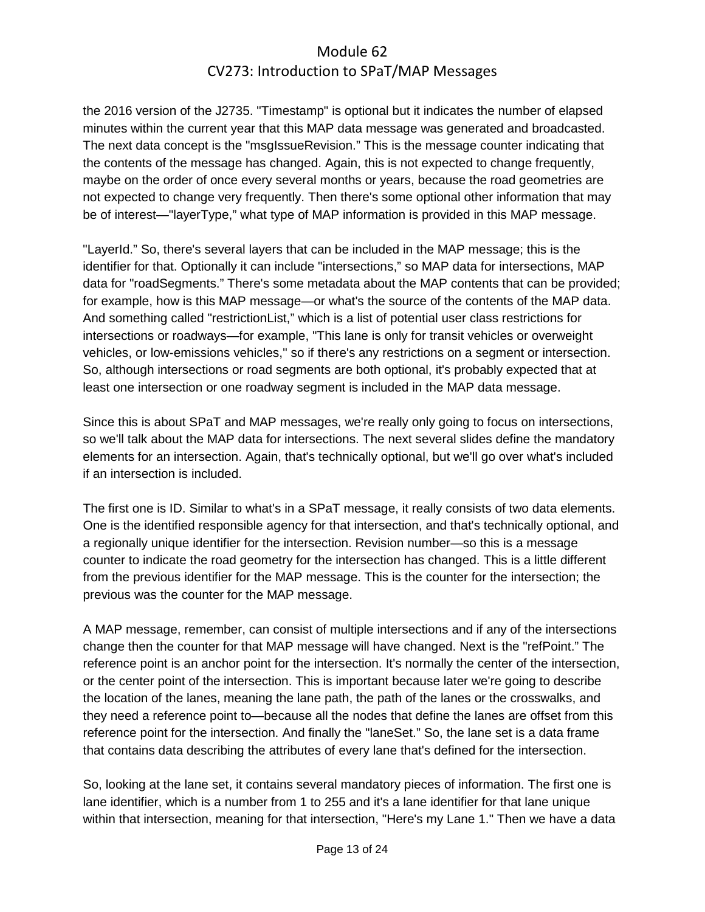the 2016 version of the J2735. "Timestamp" is optional but it indicates the number of elapsed minutes within the current year that this MAP data message was generated and broadcasted. The next data concept is the "msgIssueRevision." This is the message counter indicating that the contents of the message has changed. Again, this is not expected to change frequently, maybe on the order of once every several months or years, because the road geometries are not expected to change very frequently. Then there's some optional other information that may be of interest—"layerType," what type of MAP information is provided in this MAP message.

"LayerId." So, there's several layers that can be included in the MAP message; this is the identifier for that. Optionally it can include "intersections," so MAP data for intersections, MAP data for "roadSegments." There's some metadata about the MAP contents that can be provided; for example, how is this MAP message—or what's the source of the contents of the MAP data. And something called "restrictionList," which is a list of potential user class restrictions for intersections or roadways—for example, "This lane is only for transit vehicles or overweight vehicles, or low-emissions vehicles," so if there's any restrictions on a segment or intersection. So, although intersections or road segments are both optional, it's probably expected that at least one intersection or one roadway segment is included in the MAP data message.

Since this is about SPaT and MAP messages, we're really only going to focus on intersections, so we'll talk about the MAP data for intersections. The next several slides define the mandatory elements for an intersection. Again, that's technically optional, but we'll go over what's included if an intersection is included.

The first one is ID. Similar to what's in a SPaT message, it really consists of two data elements. One is the identified responsible agency for that intersection, and that's technically optional, and a regionally unique identifier for the intersection. Revision number—so this is a message counter to indicate the road geometry for the intersection has changed. This is a little different from the previous identifier for the MAP message. This is the counter for the intersection; the previous was the counter for the MAP message.

A MAP message, remember, can consist of multiple intersections and if any of the intersections change then the counter for that MAP message will have changed. Next is the "refPoint." The reference point is an anchor point for the intersection. It's normally the center of the intersection, or the center point of the intersection. This is important because later we're going to describe the location of the lanes, meaning the lane path, the path of the lanes or the crosswalks, and they need a reference point to—because all the nodes that define the lanes are offset from this reference point for the intersection. And finally the "laneSet." So, the lane set is a data frame that contains data describing the attributes of every lane that's defined for the intersection.

So, looking at the lane set, it contains several mandatory pieces of information. The first one is lane identifier, which is a number from 1 to 255 and it's a lane identifier for that lane unique within that intersection, meaning for that intersection, "Here's my Lane 1." Then we have a data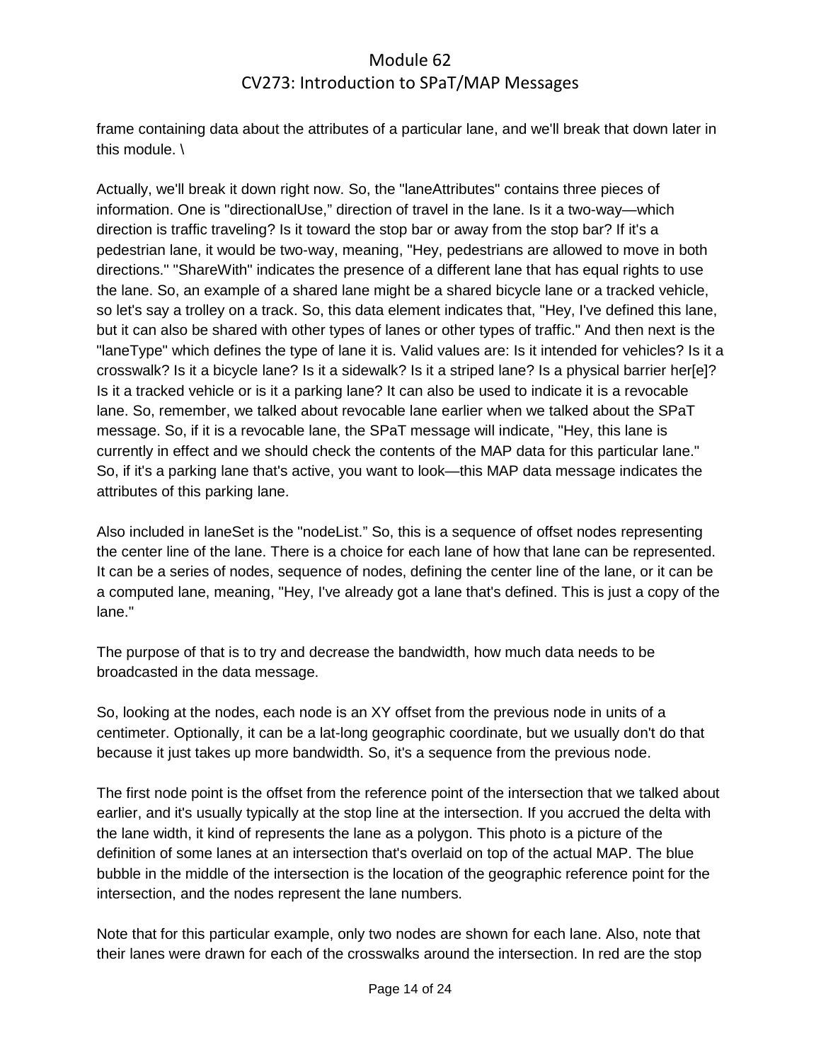frame containing data about the attributes of a particular lane, and we'll break that down later in this module. \

Actually, we'll break it down right now. So, the "laneAttributes" contains three pieces of information. One is "directionalUse," direction of travel in the lane. Is it a two-way—which direction is traffic traveling? Is it toward the stop bar or away from the stop bar? If it's a pedestrian lane, it would be two-way, meaning, "Hey, pedestrians are allowed to move in both directions." "ShareWith" indicates the presence of a different lane that has equal rights to use the lane. So, an example of a shared lane might be a shared bicycle lane or a tracked vehicle, so let's say a trolley on a track. So, this data element indicates that, "Hey, I've defined this lane, but it can also be shared with other types of lanes or other types of traffic." And then next is the "laneType" which defines the type of lane it is. Valid values are: Is it intended for vehicles? Is it a crosswalk? Is it a bicycle lane? Is it a sidewalk? Is it a striped lane? Is a physical barrier her[e]? Is it a tracked vehicle or is it a parking lane? It can also be used to indicate it is a revocable lane. So, remember, we talked about revocable lane earlier when we talked about the SPaT message. So, if it is a revocable lane, the SPaT message will indicate, "Hey, this lane is currently in effect and we should check the contents of the MAP data for this particular lane." So, if it's a parking lane that's active, you want to look—this MAP data message indicates the attributes of this parking lane.

Also included in laneSet is the "nodeList." So, this is a sequence of offset nodes representing the center line of the lane. There is a choice for each lane of how that lane can be represented. It can be a series of nodes, sequence of nodes, defining the center line of the lane, or it can be a computed lane, meaning, "Hey, I've already got a lane that's defined. This is just a copy of the lane."

The purpose of that is to try and decrease the bandwidth, how much data needs to be broadcasted in the data message.

So, looking at the nodes, each node is an XY offset from the previous node in units of a centimeter. Optionally, it can be a lat-long geographic coordinate, but we usually don't do that because it just takes up more bandwidth. So, it's a sequence from the previous node.

The first node point is the offset from the reference point of the intersection that we talked about earlier, and it's usually typically at the stop line at the intersection. If you accrued the delta with the lane width, it kind of represents the lane as a polygon. This photo is a picture of the definition of some lanes at an intersection that's overlaid on top of the actual MAP. The blue bubble in the middle of the intersection is the location of the geographic reference point for the intersection, and the nodes represent the lane numbers.

Note that for this particular example, only two nodes are shown for each lane. Also, note that their lanes were drawn for each of the crosswalks around the intersection. In red are the stop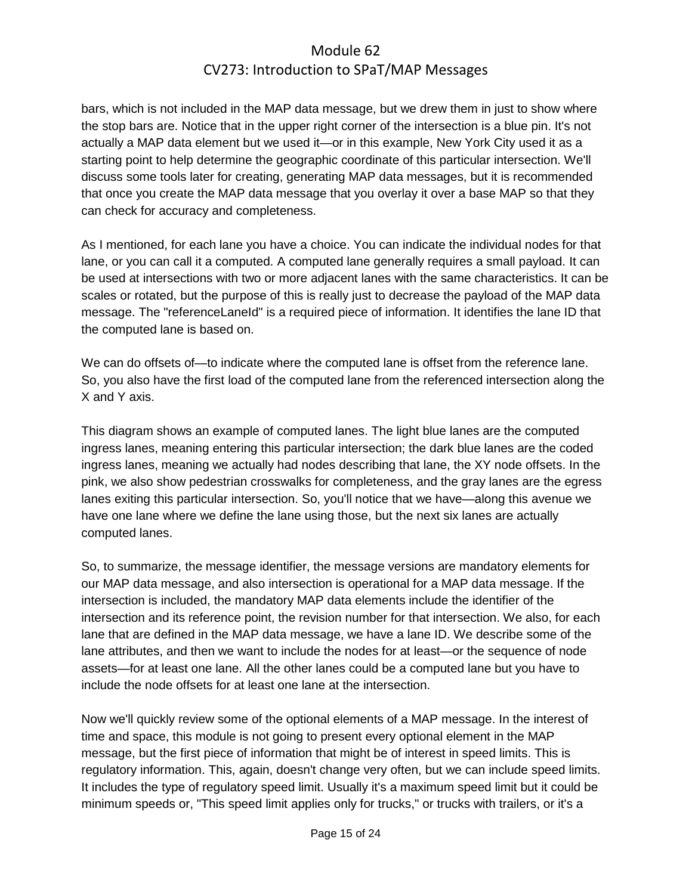bars, which is not included in the MAP data message, but we drew them in just to show where the stop bars are. Notice that in the upper right corner of the intersection is a blue pin. It's not actually a MAP data element but we used it—or in this example, New York City used it as a starting point to help determine the geographic coordinate of this particular intersection. We'll discuss some tools later for creating, generating MAP data messages, but it is recommended that once you create the MAP data message that you overlay it over a base MAP so that they can check for accuracy and completeness.

As I mentioned, for each lane you have a choice. You can indicate the individual nodes for that lane, or you can call it a computed. A computed lane generally requires a small payload. It can be used at intersections with two or more adjacent lanes with the same characteristics. It can be scales or rotated, but the purpose of this is really just to decrease the payload of the MAP data message. The "referenceLaneId" is a required piece of information. It identifies the lane ID that the computed lane is based on.

We can do offsets of—to indicate where the computed lane is offset from the reference lane. So, you also have the first load of the computed lane from the referenced intersection along the X and Y axis.

This diagram shows an example of computed lanes. The light blue lanes are the computed ingress lanes, meaning entering this particular intersection; the dark blue lanes are the coded ingress lanes, meaning we actually had nodes describing that lane, the XY node offsets. In the pink, we also show pedestrian crosswalks for completeness, and the gray lanes are the egress lanes exiting this particular intersection. So, you'll notice that we have—along this avenue we have one lane where we define the lane using those, but the next six lanes are actually computed lanes.

So, to summarize, the message identifier, the message versions are mandatory elements for our MAP data message, and also intersection is operational for a MAP data message. If the intersection is included, the mandatory MAP data elements include the identifier of the intersection and its reference point, the revision number for that intersection. We also, for each lane that are defined in the MAP data message, we have a lane ID. We describe some of the lane attributes, and then we want to include the nodes for at least—or the sequence of node assets—for at least one lane. All the other lanes could be a computed lane but you have to include the node offsets for at least one lane at the intersection.

Now we'll quickly review some of the optional elements of a MAP message. In the interest of time and space, this module is not going to present every optional element in the MAP message, but the first piece of information that might be of interest in speed limits. This is regulatory information. This, again, doesn't change very often, but we can include speed limits. It includes the type of regulatory speed limit. Usually it's a maximum speed limit but it could be minimum speeds or, "This speed limit applies only for trucks," or trucks with trailers, or it's a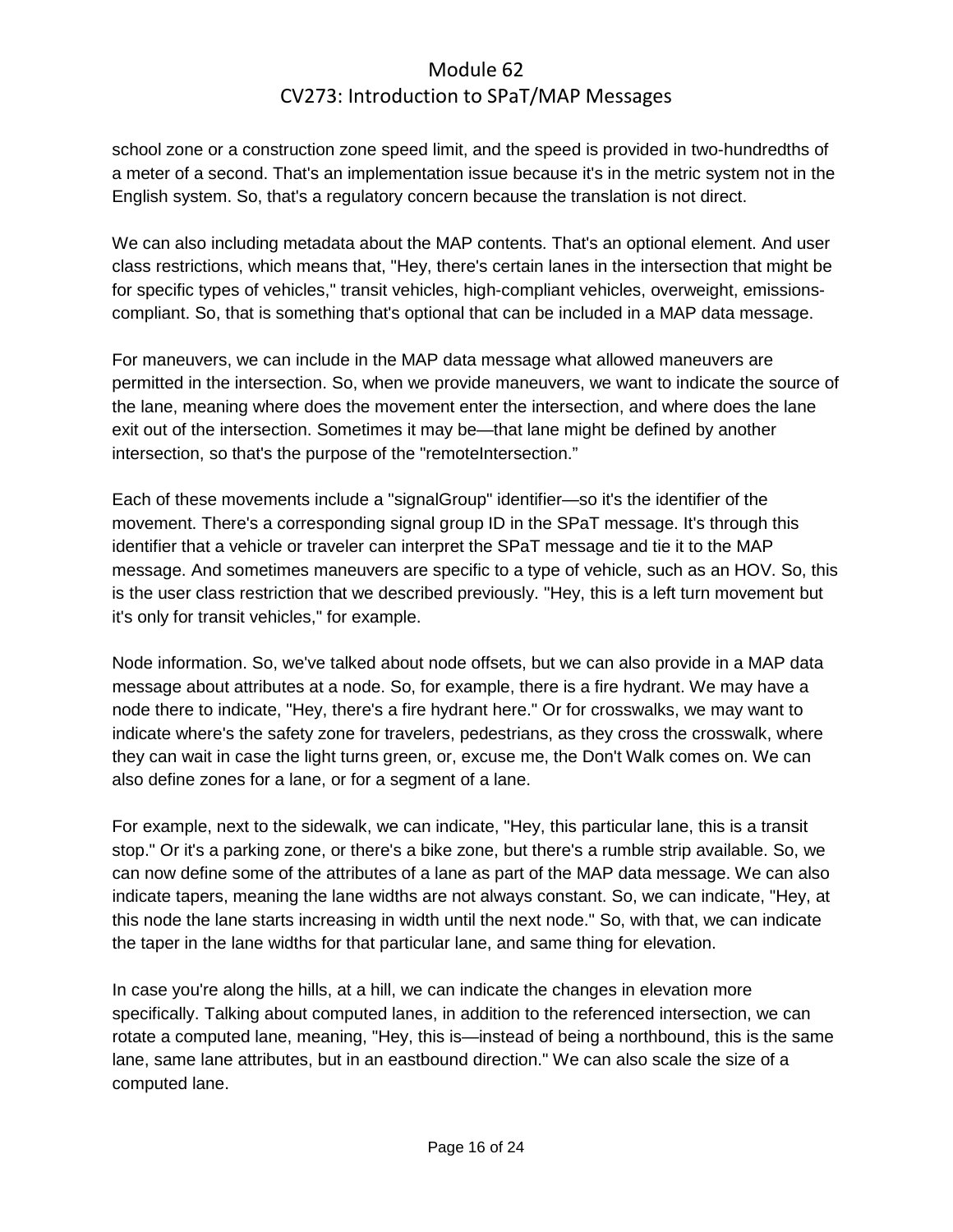school zone or a construction zone speed limit, and the speed is provided in two-hundredths of a meter of a second. That's an implementation issue because it's in the metric system not in the English system. So, that's a regulatory concern because the translation is not direct.

We can also including metadata about the MAP contents. That's an optional element. And user class restrictions, which means that, "Hey, there's certain lanes in the intersection that might be for specific types of vehicles," transit vehicles, high-compliant vehicles, overweight, emissions-compliant. So, that is something that's optional that can be included in a MAP data message.

For maneuvers, we can include in the MAP data message what allowed maneuvers are permitted in the intersection. So, when we provide maneuvers, we want to indicate the source of the lane, meaning where does the movement enter the intersection, and where does the lane exit out of the intersection. Sometimes it may be—that lane might be defined by another intersection, so that's the purpose of the "remoteIntersection."

Each of these movements include a "signalGroup" identifier—so it's the identifier of the movement. There's a corresponding signal group ID in the SPaT message. It's through this identifier that a vehicle or traveler can interpret the SPaT message and tie it to the MAP message. And sometimes maneuvers are specific to a type of vehicle, such as an HOV. So, this is the user class restriction that we described previously. "Hey, this is a left turn movement but it's only for transit vehicles," for example.

Node information. So, we've talked about node offsets, but we can also provide in a MAP data message about attributes at a node. So, for example, there is a fire hydrant. We may have a node there to indicate, "Hey, there's a fire hydrant here." Or for crosswalks, we may want to indicate where's the safety zone for travelers, pedestrians, as they cross the crosswalk, where they can wait in case the light turns green, or, excuse me, the Don't Walk comes on. We can also define zones for a lane, or for a segment of a lane.

For example, next to the sidewalk, we can indicate, "Hey, this particular lane, this is a transit stop." Or it's a parking zone, or there's a bike zone, but there's a rumble strip available. So, we can now define some of the attributes of a lane as part of the MAP data message. We can also indicate tapers, meaning the lane widths are not always constant. So, we can indicate, "Hey, at this node the lane starts increasing in width until the next node." So, with that, we can indicate the taper in the lane widths for that particular lane, and same thing for elevation.

In case you're along the hills, at a hill, we can indicate the changes in elevation more specifically. Talking about computed lanes, in addition to the referenced intersection, we can rotate a computed lane, meaning, "Hey, this is—instead of being a northbound, this is the same lane, same lane attributes, but in an eastbound direction." We can also scale the size of a computed lane.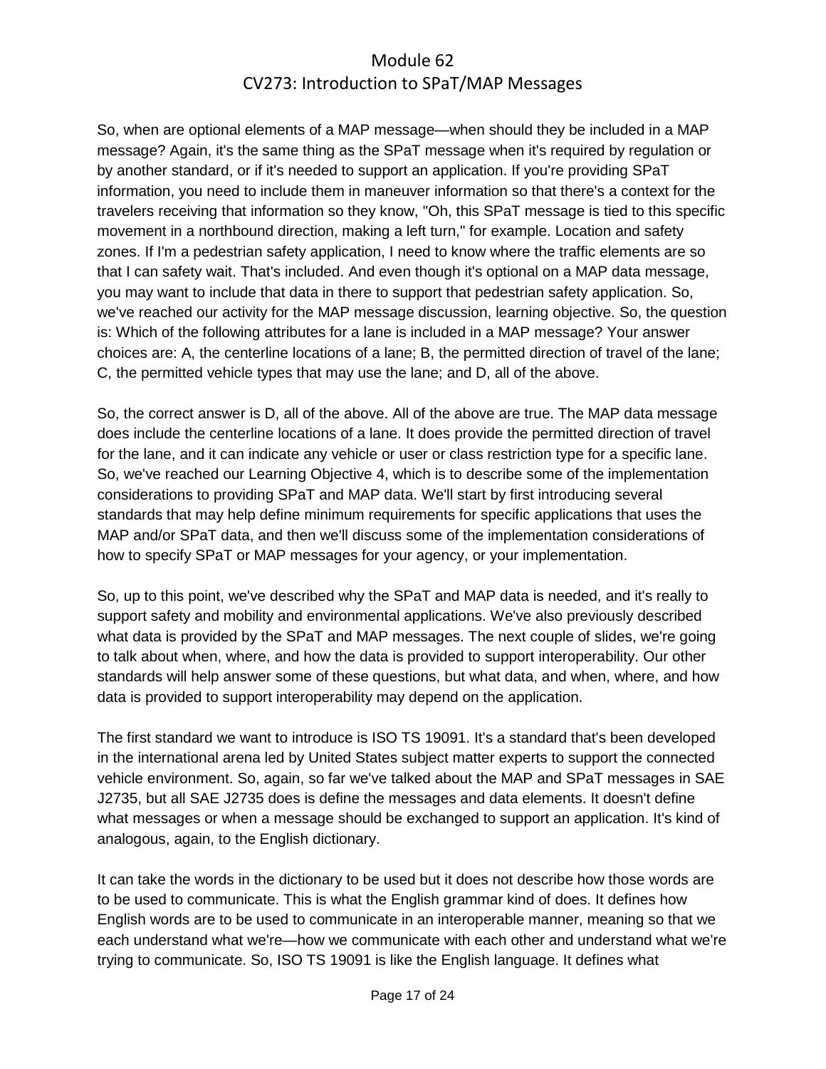So, when are optional elements of a MAP message—when should they be included in a MAP message? Again, it's the same thing as the SPaT message when it's required by regulation or by another standard, or if it's needed to support an application. If you're providing SPaT information, you need to include them in maneuver information so that there's a context for the travelers receiving that information so they know, "Oh, this SPaT message is tied to this specific movement in a northbound direction, making a left turn," for example. Location and safety zones. If I'm a pedestrian safety application, I need to know where the traffic elements are so that I can safety wait. That's included. And even though it's optional on a MAP data message, you may want to include that data in there to support that pedestrian safety application. So, we've reached our activity for the MAP message discussion, learning objective. So, the question is: Which of the following attributes for a lane is included in a MAP message? Your answer choices are: A, the centerline locations of a lane; B, the permitted direction of travel of the lane; C, the permitted vehicle types that may use the lane; and D, all of the above.

So, the correct answer is D, all of the above. All of the above are true. The MAP data message does include the centerline locations of a lane. It does provide the permitted direction of travel for the lane, and it can indicate any vehicle or user or class restriction type for a specific lane. So, we've reached our Learning Objective 4, which is to describe some of the implementation considerations to providing SPaT and MAP data. We'll start by first introducing several standards that may help define minimum requirements for specific applications that uses the MAP and/or SPaT data, and then we'll discuss some of the implementation considerations of how to specify SPaT or MAP messages for your agency, or your implementation.

So, up to this point, we've described why the SPaT and MAP data is needed, and it's really to support safety and mobility and environmental applications. We've also previously described what data is provided by the SPaT and MAP messages. The next couple of slides, we're going to talk about when, where, and how the data is provided to support interoperability. Our other standards will help answer some of these questions, but what data, and when, where, and how data is provided to support interoperability may depend on the application.

The first standard we want to introduce is ISO TS 19091. It's a standard that's been developed in the international arena led by United States subject matter experts to support the connected vehicle environment. So, again, so far we've talked about the MAP and SPaT messages in SAE J2735, but all SAE J2735 does is define the messages and data elements. It doesn't define what messages or when a message should be exchanged to support an application. It's kind of analogous, again, to the English dictionary.

It can take the words in the dictionary to be used but it does not describe how those words are to be used to communicate. This is what the English grammar kind of does. It defines how English words are to be used to communicate in an interoperable manner, meaning so that we each understand what we're—how we communicate with each other and understand what we're trying to communicate. So, ISO TS 19091 is like the English language. It defines what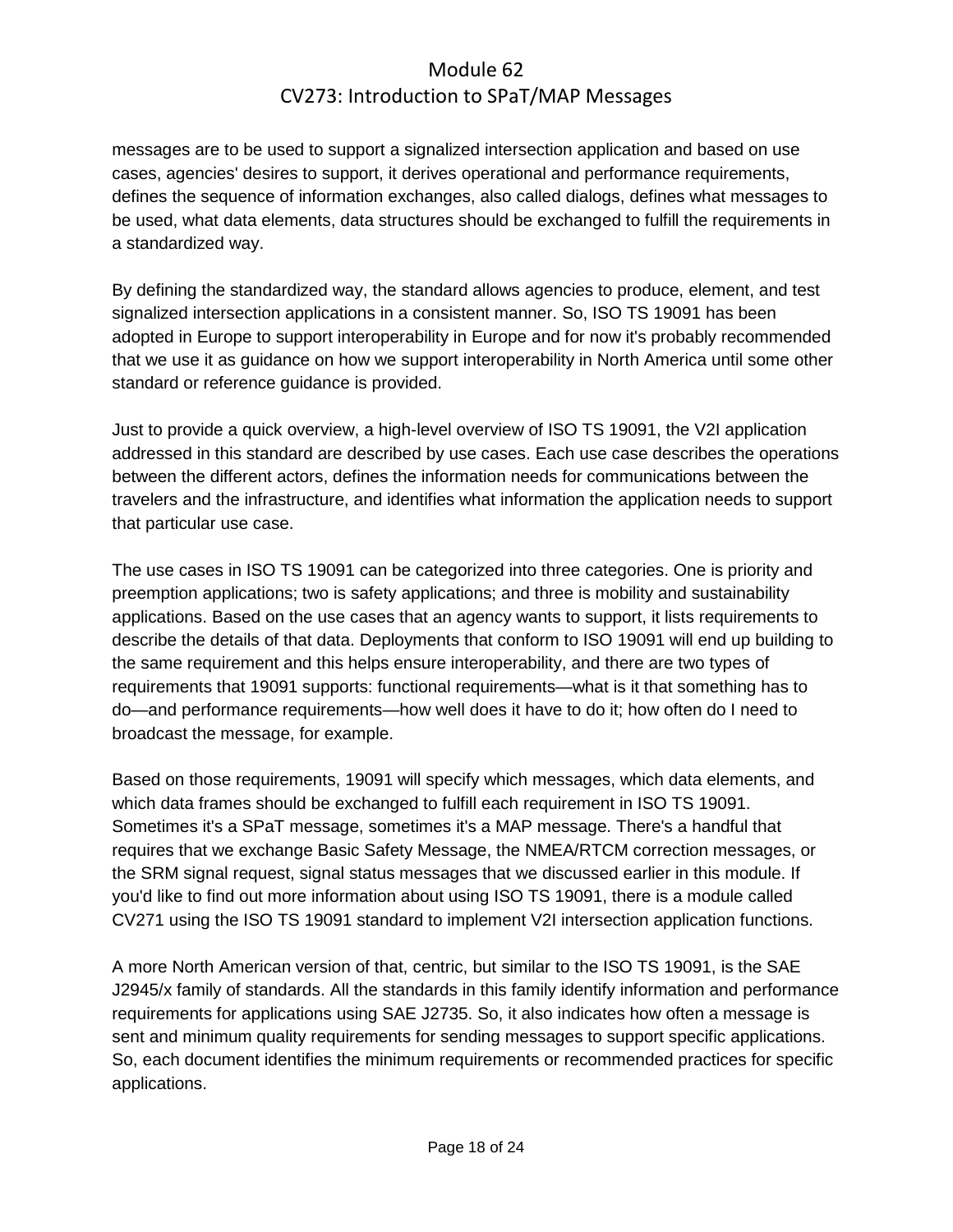messages are to be used to support a signalized intersection application and based on use cases, agencies' desires to support, it derives operational and performance requirements, defines the sequence of information exchanges, also called dialogs, defines what messages to be used, what data elements, data structures should be exchanged to fulfill the requirements in a standardized way.

By defining the standardized way, the standard allows agencies to produce, element, and test signalized intersection applications in a consistent manner. So, ISO TS 19091 has been adopted in Europe to support interoperability in Europe and for now it's probably recommended that we use it as guidance on how we support interoperability in North America until some other standard or reference guidance is provided.

Just to provide a quick overview, a high-level overview of ISO TS 19091, the V2I application addressed in this standard are described by use cases. Each use case describes the operations between the different actors, defines the information needs for communications between the travelers and the infrastructure, and identifies what information the application needs to support that particular use case.

The use cases in ISO TS 19091 can be categorized into three categories. One is priority and preemption applications; two is safety applications; and three is mobility and sustainability applications. Based on the use cases that an agency wants to support, it lists requirements to describe the details of that data. Deployments that conform to ISO 19091 will end up building to the same requirement and this helps ensure interoperability, and there are two types of requirements that 19091 supports: functional requirements—what is it that something has to do—and performance requirements—how well does it have to do it; how often do I need to broadcast the message, for example.

Based on those requirements, 19091 will specify which messages, which data elements, and which data frames should be exchanged to fulfill each requirement in ISO TS 19091. Sometimes it's a SPaT message, sometimes it's a MAP message. There's a handful that requires that we exchange Basic Safety Message, the NMEA/RTCM correction messages, or the SRM signal request, signal status messages that we discussed earlier in this module. If you'd like to find out more information about using ISO TS 19091, there is a module called CV271 using the ISO TS 19091 standard to implement V2I intersection application functions.

A more North American version of that, centric, but similar to the ISO TS 19091, is the SAE J2945/x family of standards. All the standards in this family identify information and performance requirements for applications using SAE J2735. So, it also indicates how often a message is sent and minimum quality requirements for sending messages to support specific applications. So, each document identifies the minimum requirements or recommended practices for specific applications.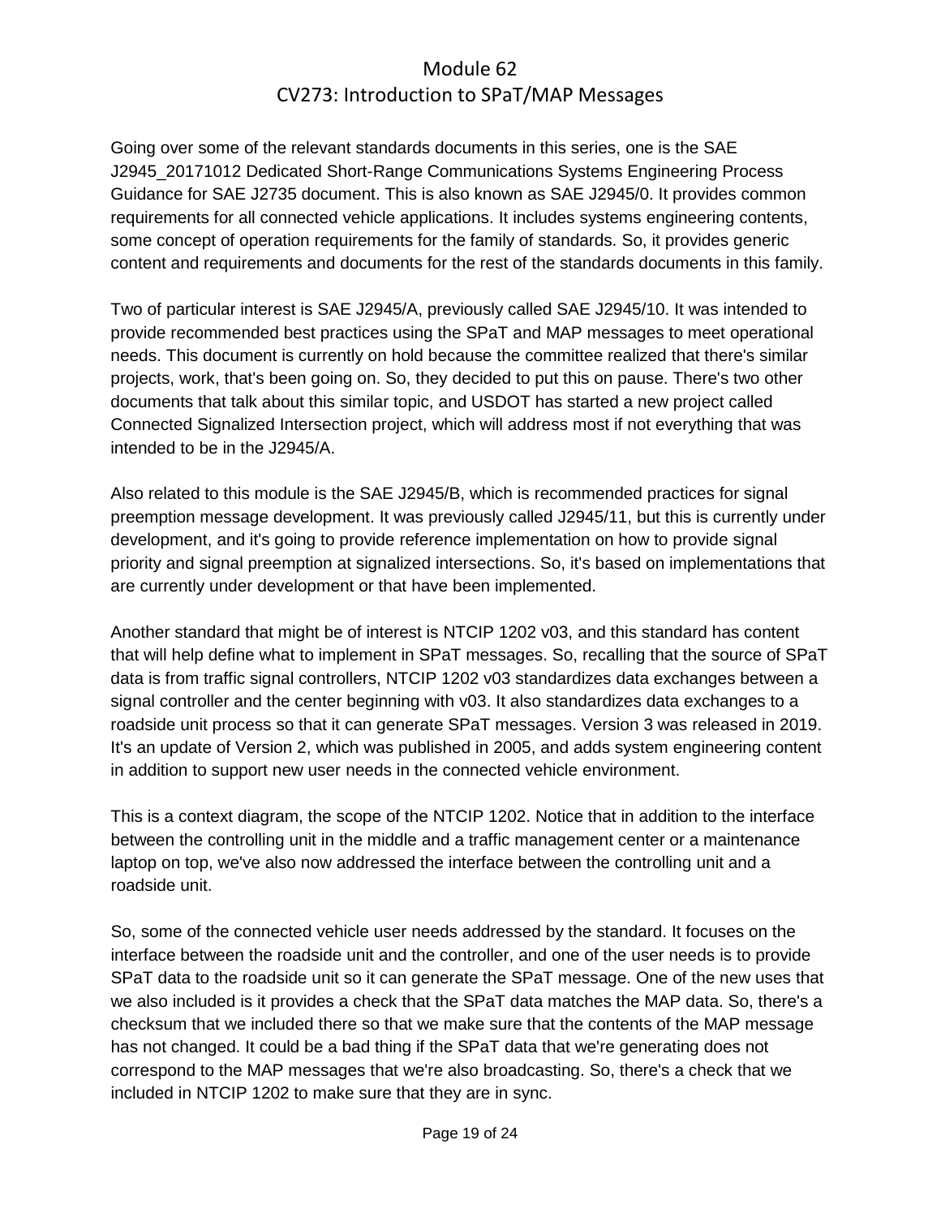Going over some of the relevant standards documents in this series, one is the SAE J2945_20171012 Dedicated Short-Range Communications Systems Engineering Process Guidance for SAE J2735 document. This is also known as SAE J2945/0. It provides common requirements for all connected vehicle applications. It includes systems engineering contents, some concept of operation requirements for the family of standards. So, it provides generic content and requirements and documents for the rest of the standards documents in this family.

Two of particular interest is SAE J2945/A, previously called SAE J2945/10. It was intended to provide recommended best practices using the SPaT and MAP messages to meet operational needs. This document is currently on hold because the committee realized that there's similar projects, work, that's been going on. So, they decided to put this on pause. There's two other documents that talk about this similar topic, and USDOT has started a new project called Connected Signalized Intersection project, which will address most if not everything that was intended to be in the J2945/A.

Also related to this module is the SAE J2945/B, which is recommended practices for signal preemption message development. It was previously called J2945/11, but this is currently under development, and it's going to provide reference implementation on how to provide signal priority and signal preemption at signalized intersections. So, it's based on implementations that are currently under development or that have been implemented.

Another standard that might be of interest is NTCIP 1202 v03, and this standard has content that will help define what to implement in SPaT messages. So, recalling that the source of SPaT data is from traffic signal controllers, NTCIP 1202 v03 standardizes data exchanges between a signal controller and the center beginning with v03. It also standardizes data exchanges to a roadside unit process so that it can generate SPaT messages. Version 3 was released in 2019. It's an update of Version 2, which was published in 2005, and adds system engineering content in addition to support new user needs in the connected vehicle environment.

This is a context diagram, the scope of the NTCIP 1202. Notice that in addition to the interface between the controlling unit in the middle and a traffic management center or a maintenance laptop on top, we've also now addressed the interface between the controlling unit and a roadside unit.

So, some of the connected vehicle user needs addressed by the standard. It focuses on the interface between the roadside unit and the controller, and one of the user needs is to provide SPaT data to the roadside unit so it can generate the SPaT message. One of the new uses that we also included is it provides a check that the SPaT data matches the MAP data. So, there's a checksum that we included there so that we make sure that the contents of the MAP message has not changed. It could be a bad thing if the SPaT data that we're generating does not correspond to the MAP messages that we're also broadcasting. So, there's a check that we included in NTCIP 1202 to make sure that they are in sync.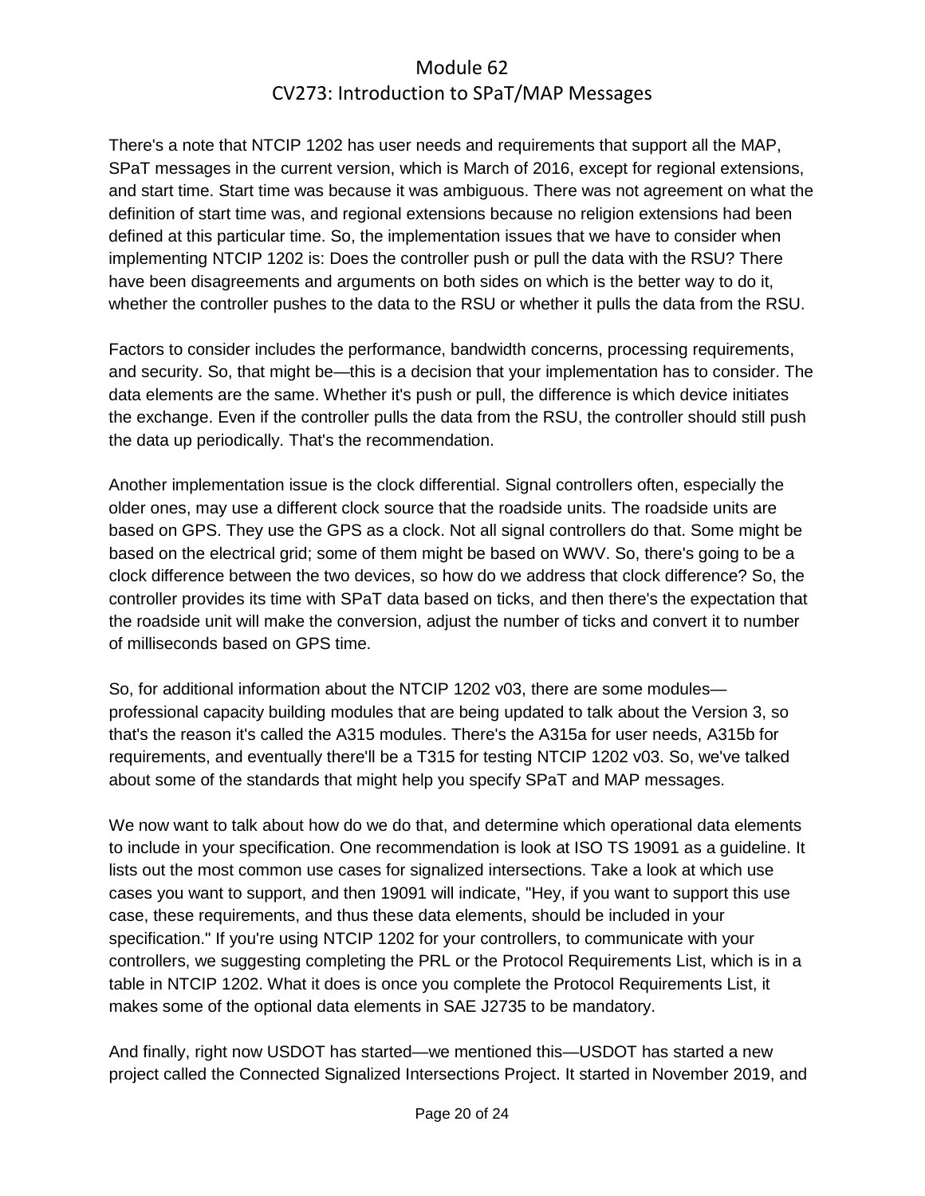There's a note that NTCIP 1202 has user needs and requirements that support all the MAP, SPaT messages in the current version, which is March of 2016, except for regional extensions, and start time. Start time was because it was ambiguous. There was not agreement on what the definition of start time was, and regional extensions because no religion extensions had been defined at this particular time. So, the implementation issues that we have to consider when implementing NTCIP 1202 is: Does the controller push or pull the data with the RSU? There have been disagreements and arguments on both sides on which is the better way to do it, whether the controller pushes to the data to the RSU or whether it pulls the data from the RSU.

Factors to consider includes the performance, bandwidth concerns, processing requirements, and security. So, that might be—this is a decision that your implementation has to consider. The data elements are the same. Whether it's push or pull, the difference is which device initiates the exchange. Even if the controller pulls the data from the RSU, the controller should still push the data up periodically. That's the recommendation.

Another implementation issue is the clock differential. Signal controllers often, especially the older ones, may use a different clock source that the roadside units. The roadside units are based on GPS. They use the GPS as a clock. Not all signal controllers do that. Some might be based on the electrical grid; some of them might be based on WWV. So, there's going to be a clock difference between the two devices, so how do we address that clock difference? So, the controller provides its time with SPaT data based on ticks, and then there's the expectation that the roadside unit will make the conversion, adjust the number of ticks and convert it to number of milliseconds based on GPS time.

So, for additional information about the NTCIP 1202 v03, there are some modules—professional capacity building modules that are being updated to talk about the Version 3, so that's the reason it's called the A315 modules. There's the A315a for user needs, A315b for requirements, and eventually there'll be a T315 for testing NTCIP 1202 v03. So, we've talked about some of the standards that might help you specify SPaT and MAP messages.

We now want to talk about how do we do that, and determine which operational data elements to include in your specification. One recommendation is look at ISO TS 19091 as a guideline. It lists out the most common use cases for signalized intersections. Take a look at which use cases you want to support, and then 19091 will indicate, "Hey, if you want to support this use case, these requirements, and thus these data elements, should be included in your specification." If you're using NTCIP 1202 for your controllers, to communicate with your controllers, we suggesting completing the PRL or the Protocol Requirements List, which is in a table in NTCIP 1202. What it does is once you complete the Protocol Requirements List, it makes some of the optional data elements in SAE J2735 to be mandatory.

And finally, right now USDOT has started—we mentioned this—USDOT has started a new project called the Connected Signalized Intersections Project. It started in November 2019, and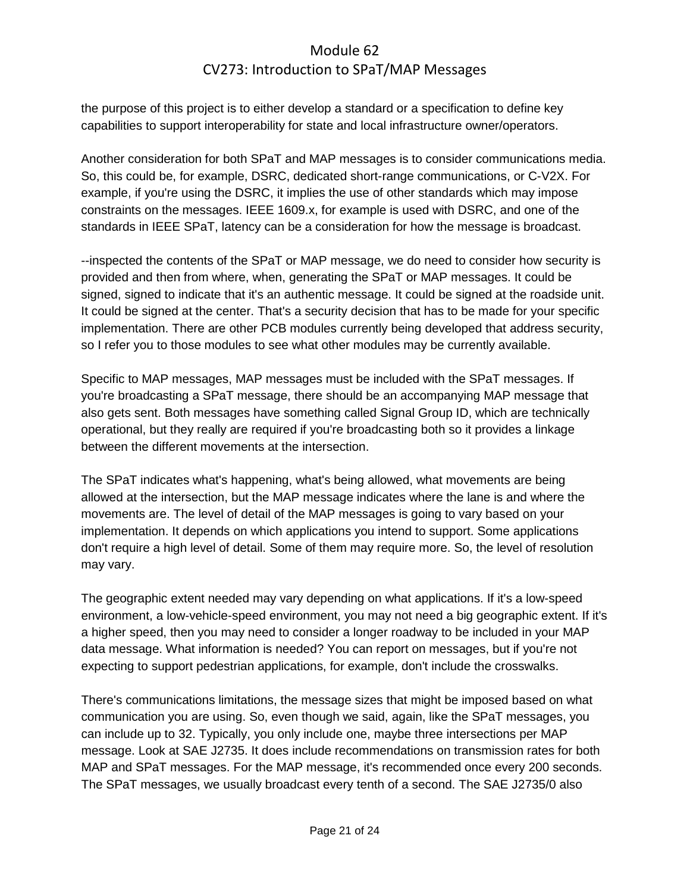the purpose of this project is to either develop a standard or a specification to define key capabilities to support interoperability for state and local infrastructure owner/operators.

Another consideration for both SPaT and MAP messages is to consider communications media. So, this could be, for example, DSRC, dedicated short-range communications, or C-V2X. For example, if you're using the DSRC, it implies the use of other standards which may impose constraints on the messages. IEEE 1609.x, for example is used with DSRC, and one of the standards in IEEE SPaT, latency can be a consideration for how the message is broadcast.

--inspected the contents of the SPaT or MAP message, we do need to consider how security is provided and then from where, when, generating the SPaT or MAP messages. It could be signed, signed to indicate that it's an authentic message. It could be signed at the roadside unit. It could be signed at the center. That's a security decision that has to be made for your specific implementation. There are other PCB modules currently being developed that address security, so I refer you to those modules to see what other modules may be currently available.

Specific to MAP messages, MAP messages must be included with the SPaT messages. If you're broadcasting a SPaT message, there should be an accompanying MAP message that also gets sent. Both messages have something called Signal Group ID, which are technically operational, but they really are required if you're broadcasting both so it provides a linkage between the different movements at the intersection.

The SPaT indicates what's happening, what's being allowed, what movements are being allowed at the intersection, but the MAP message indicates where the lane is and where the movements are. The level of detail of the MAP messages is going to vary based on your implementation. It depends on which applications you intend to support. Some applications don't require a high level of detail. Some of them may require more. So, the level of resolution may vary.

The geographic extent needed may vary depending on what applications. If it's a low-speed environment, a low-vehicle-speed environment, you may not need a big geographic extent. If it's a higher speed, then you may need to consider a longer roadway to be included in your MAP data message. What information is needed? You can report on messages, but if you're not expecting to support pedestrian applications, for example, don't include the crosswalks.

There's communications limitations, the message sizes that might be imposed based on what communication you are using. So, even though we said, again, like the SPaT messages, you can include up to 32. Typically, you only include one, maybe three intersections per MAP message. Look at SAE J2735. It does include recommendations on transmission rates for both MAP and SPaT messages. For the MAP message, it's recommended once every 200 seconds. The SPaT messages, we usually broadcast every tenth of a second. The SAE J2735/0 also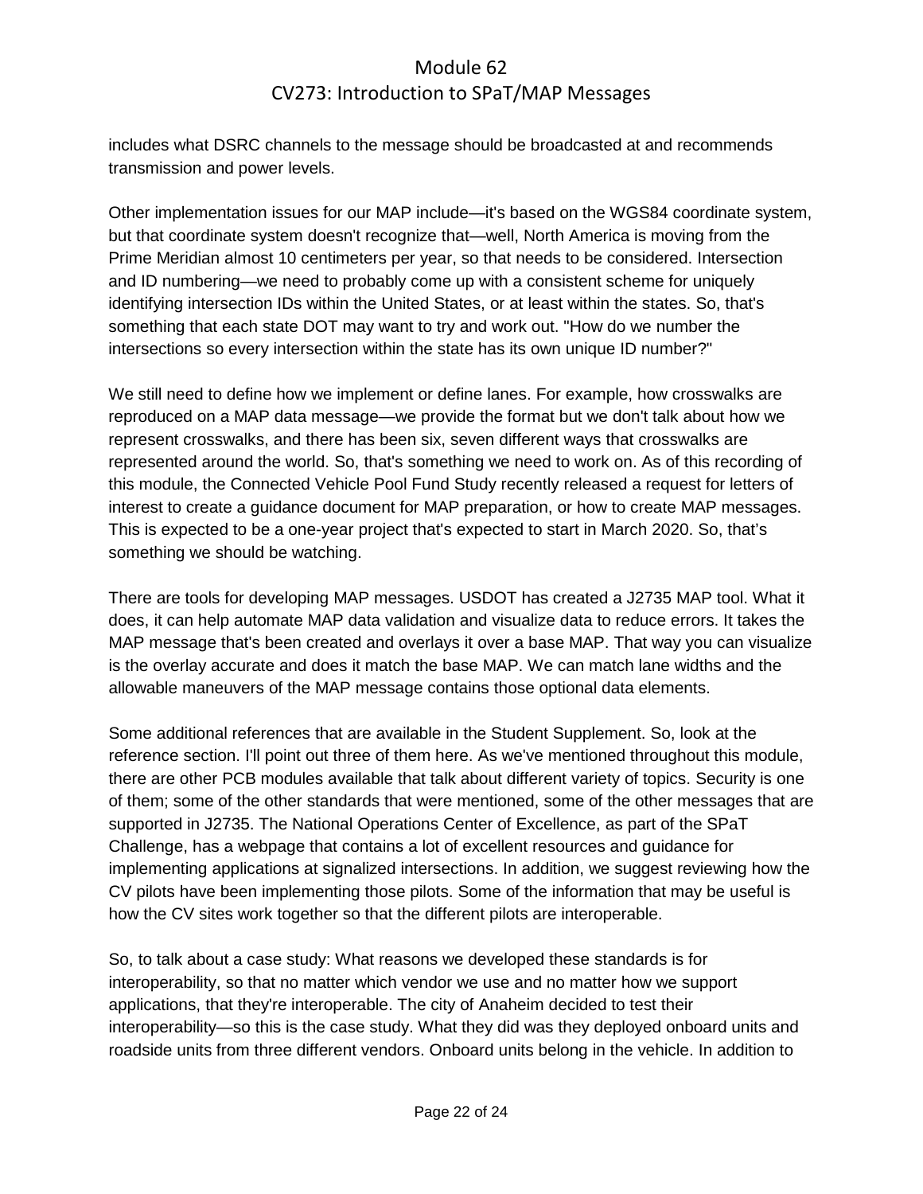includes what DSRC channels to the message should be broadcasted at and recommends transmission and power levels.

Other implementation issues for our MAP include—it's based on the WGS84 coordinate system, but that coordinate system doesn't recognize that—well, North America is moving from the Prime Meridian almost 10 centimeters per year, so that needs to be considered. Intersection and ID numbering—we need to probably come up with a consistent scheme for uniquely identifying intersection IDs within the United States, or at least within the states. So, that's something that each state DOT may want to try and work out. "How do we number the intersections so every intersection within the state has its own unique ID number?"

We still need to define how we implement or define lanes. For example, how crosswalks are reproduced on a MAP data message—we provide the format but we don't talk about how we represent crosswalks, and there has been six, seven different ways that crosswalks are represented around the world. So, that's something we need to work on. As of this recording of this module, the Connected Vehicle Pool Fund Study recently released a request for letters of interest to create a guidance document for MAP preparation, or how to create MAP messages. This is expected to be a one-year project that's expected to start in March 2020. So, that's something we should be watching.

There are tools for developing MAP messages. USDOT has created a J2735 MAP tool. What it does, it can help automate MAP data validation and visualize data to reduce errors. It takes the MAP message that's been created and overlays it over a base MAP. That way you can visualize is the overlay accurate and does it match the base MAP. We can match lane widths and the allowable maneuvers of the MAP message contains those optional data elements.

Some additional references that are available in the Student Supplement. So, look at the reference section. I'll point out three of them here. As we've mentioned throughout this module, there are other PCB modules available that talk about different variety of topics. Security is one of them; some of the other standards that were mentioned, some of the other messages that are supported in J2735. The National Operations Center of Excellence, as part of the SPaT Challenge, has a webpage that contains a lot of excellent resources and guidance for implementing applications at signalized intersections. In addition, we suggest reviewing how the CV pilots have been implementing those pilots. Some of the information that may be useful is how the CV sites work together so that the different pilots are interoperable.

So, to talk about a case study: What reasons we developed these standards is for interoperability, so that no matter which vendor we use and no matter how we support applications, that they're interoperable. The city of Anaheim decided to test their interoperability—so this is the case study. What they did was they deployed onboard units and roadside units from three different vendors. Onboard units belong in the vehicle. In addition to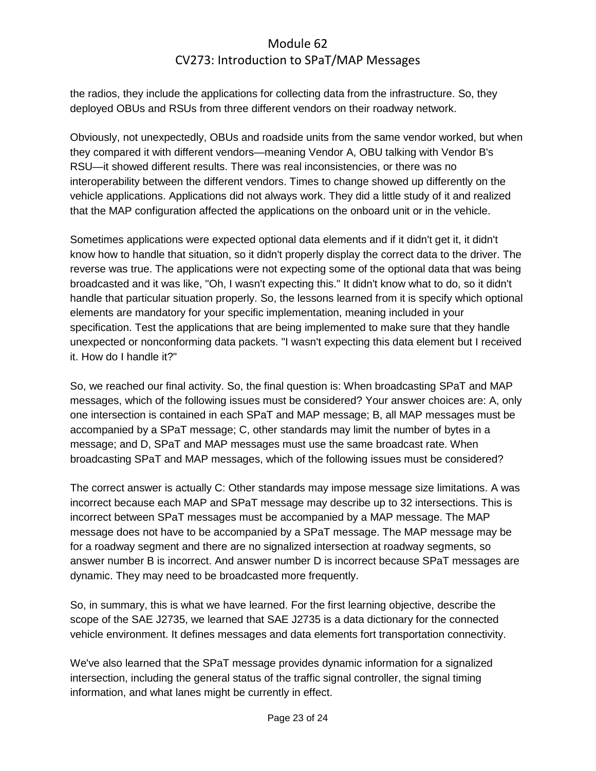the radios, they include the applications for collecting data from the infrastructure. So, they deployed OBUs and RSUs from three different vendors on their roadway network.

Obviously, not unexpectedly, OBUs and roadside units from the same vendor worked, but when they compared it with different vendors—meaning Vendor A, OBU talking with Vendor B's RSU—it showed different results. There was real inconsistencies, or there was no interoperability between the different vendors. Times to change showed up differently on the vehicle applications. Applications did not always work. They did a little study of it and realized that the MAP configuration affected the applications on the onboard unit or in the vehicle.

Sometimes applications were expected optional data elements and if it didn't get it, it didn't know how to handle that situation, so it didn't properly display the correct data to the driver. The reverse was true. The applications were not expecting some of the optional data that was being broadcasted and it was like, "Oh, I wasn't expecting this." It didn't know what to do, so it didn't handle that particular situation properly. So, the lessons learned from it is specify which optional elements are mandatory for your specific implementation, meaning included in your specification. Test the applications that are being implemented to make sure that they handle unexpected or nonconforming data packets. "I wasn't expecting this data element but I received it. How do I handle it?"

So, we reached our final activity. So, the final question is: When broadcasting SPaT and MAP messages, which of the following issues must be considered? Your answer choices are: A, only one intersection is contained in each SPaT and MAP message; B, all MAP messages must be accompanied by a SPaT message; C, other standards may limit the number of bytes in a message; and D, SPaT and MAP messages must use the same broadcast rate. When broadcasting SPaT and MAP messages, which of the following issues must be considered?

The correct answer is actually C: Other standards may impose message size limitations. A was incorrect because each MAP and SPaT message may describe up to 32 intersections. This is incorrect between SPaT messages must be accompanied by a MAP message. The MAP message does not have to be accompanied by a SPaT message. The MAP message may be for a roadway segment and there are no signalized intersection at roadway segments, so answer number B is incorrect. And answer number D is incorrect because SPaT messages are dynamic. They may need to be broadcasted more frequently.

So, in summary, this is what we have learned. For the first learning objective, describe the scope of the SAE J2735, we learned that SAE J2735 is a data dictionary for the connected vehicle environment. It defines messages and data elements fort transportation connectivity.

We've also learned that the SPaT message provides dynamic information for a signalized intersection, including the general status of the traffic signal controller, the signal timing information, and what lanes might be currently in effect.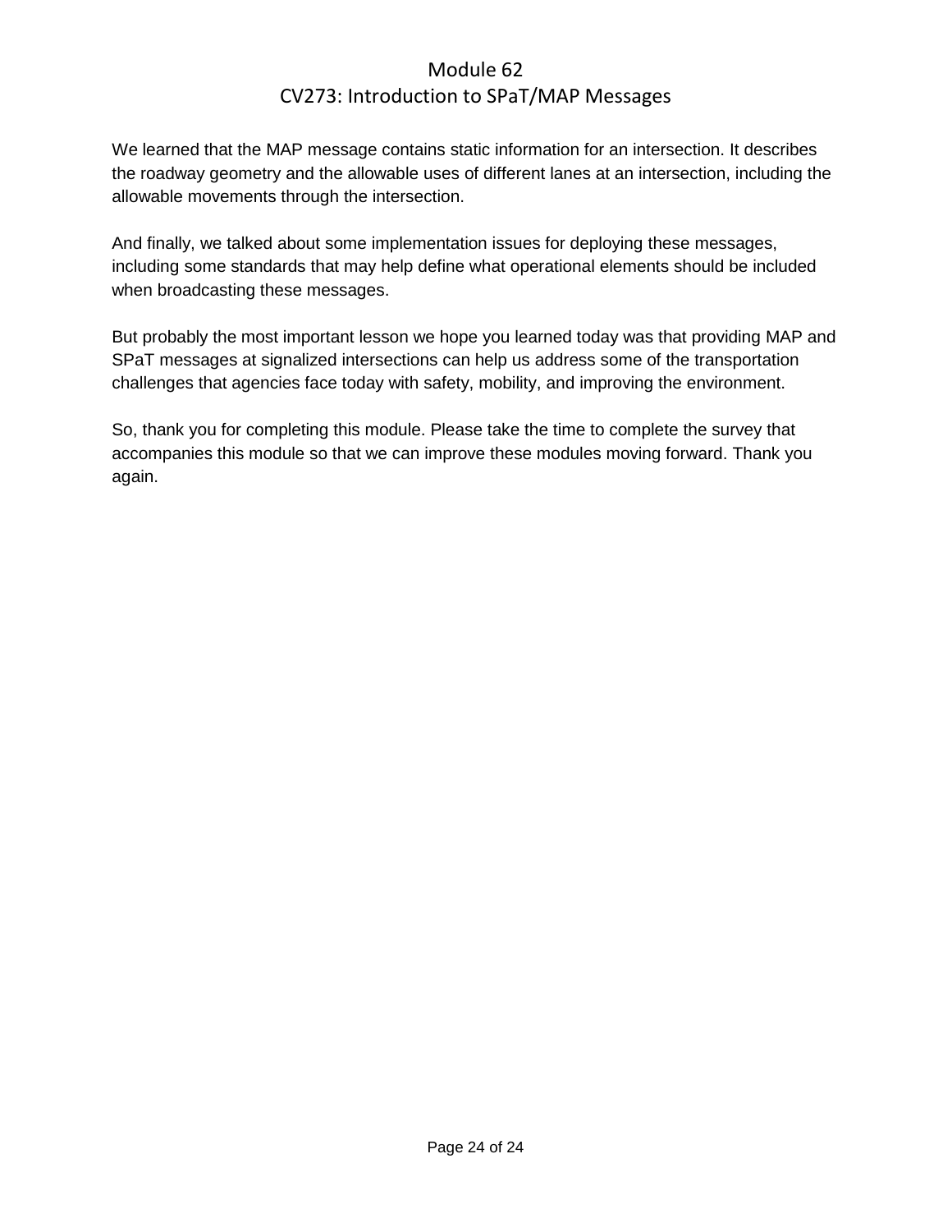We learned that the MAP message contains static information for an intersection. It describes the roadway geometry and the allowable uses of different lanes at an intersection, including the allowable movements through the intersection.

And finally, we talked about some implementation issues for deploying these messages, including some standards that may help define what operational elements should be included when broadcasting these messages.

But probably the most important lesson we hope you learned today was that providing MAP and SPaT messages at signalized intersections can help us address some of the transportation challenges that agencies face today with safety, mobility, and improving the environment.

So, thank you for completing this module. Please take the time to complete the survey that accompanies this module so that we can improve these modules moving forward. Thank you again.